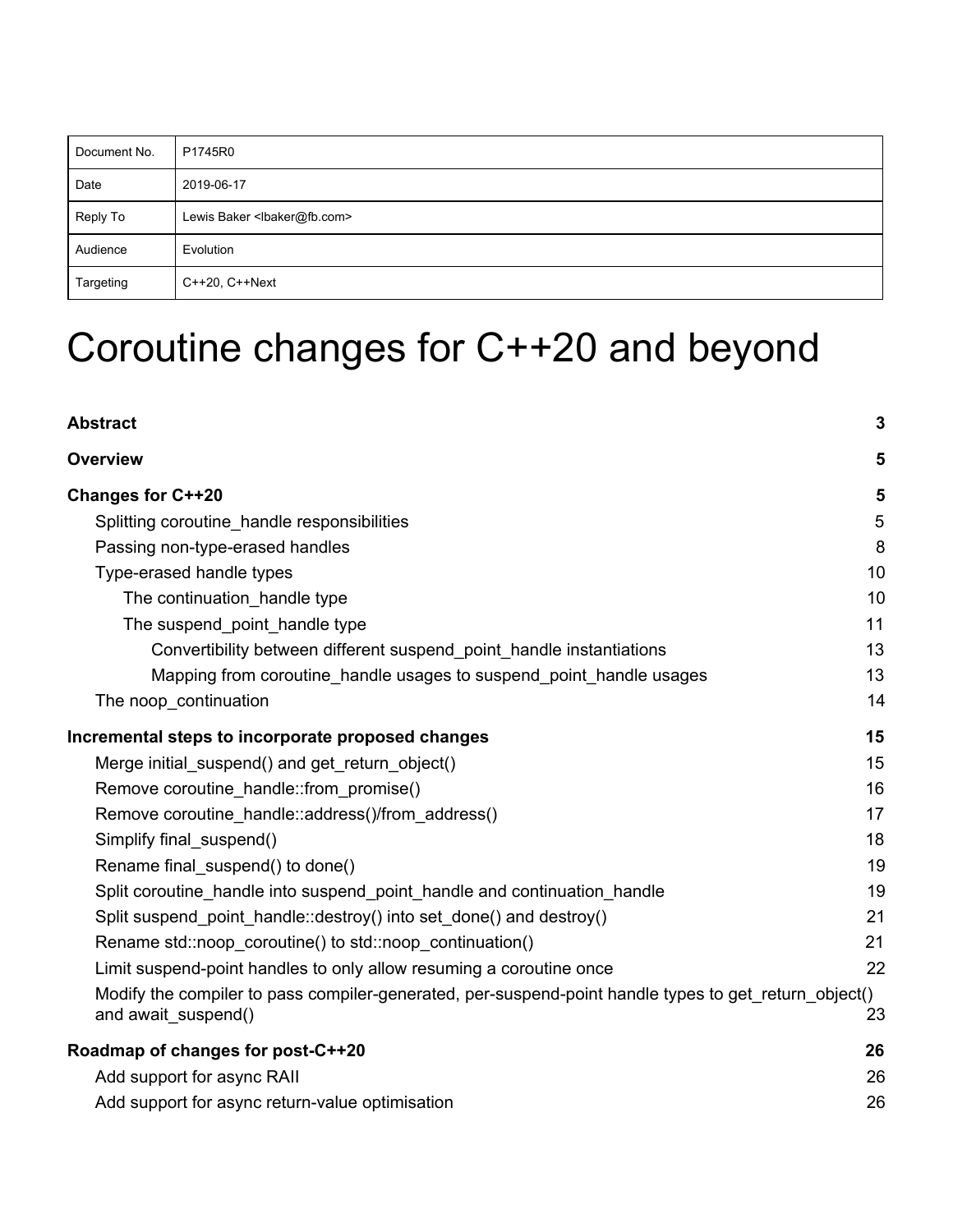| Document No. | P1745R0 |
| --- | --- |
| Date | 2019-06-17 |
| Reply To | Lewis Baker <lbaker@fb.com> |
| Audience | Evolution |
| Targeting | C++20, C++Next |

# Coroutine changes for C++20 and beyond

**Abstract** 3

**Overview** 5

**Changes for C++20** 5

- Splitting coroutine_handle responsibilities 5
- Passing non-type-erased handles 8
- Type-erased handle types 10
  - The continuation_handle type 10
  - The suspend_point_handle type 11
    - Convertibility between different suspend_point_handle instantiations 13
    - Mapping from coroutine_handle usages to suspend_point_handle usages 13
- The noop_continuation 14

**Incremental steps to incorporate proposed changes** 15

- Merge initial_suspend() and get_return_object() 15
- Remove coroutine_handle::from_promise() 16
- Remove coroutine_handle::address()/from_address() 17
- Simplify final_suspend() 18
- Rename final_suspend() to done() 19
- Split coroutine_handle into suspend_point_handle and continuation_handle 19
- Split suspend_point_handle::destroy() into set_done() and destroy() 21
- Rename std::noop_coroutine() to std::noop_continuation() 21
- Limit suspend-point handles to only allow resuming a coroutine once 22
- Modify the compiler to pass compiler-generated, per-suspend-point handle types to get_return_object() and await_suspend() 23

**Roadmap of changes for post-C++20** 26

- Add support for async RAII 26
- Add support for async return-value optimisation 26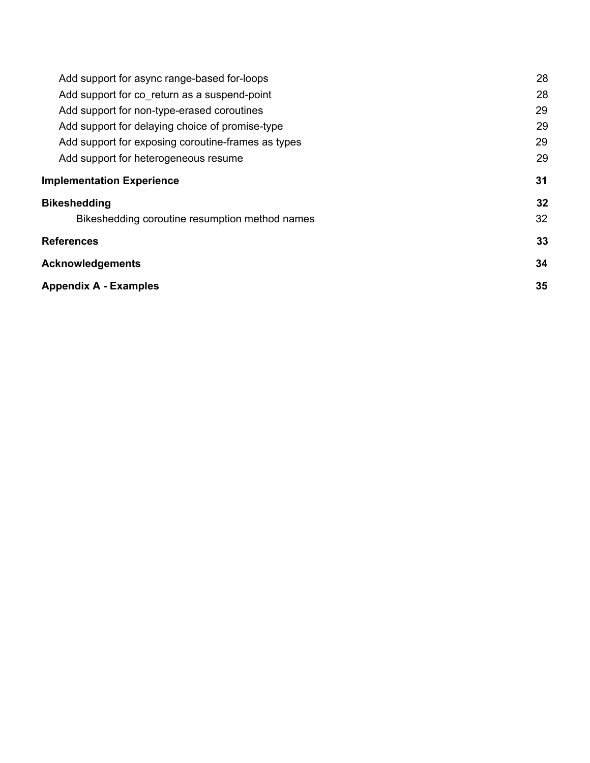- Add support for async range-based for-loops 28
- Add support for co_return as a suspend-point 28
- Add support for non-type-erased coroutines 29
- Add support for delaying choice of promise-type 29
- Add support for exposing coroutine-frames as types 29
- Add support for heterogeneous resume 29

**Implementation Experience 31**

**Bikeshedding 32**

- Bikeshedding coroutine resumption method names 32

**References 33**

**Acknowledgements 34**

**Appendix A - Examples 35**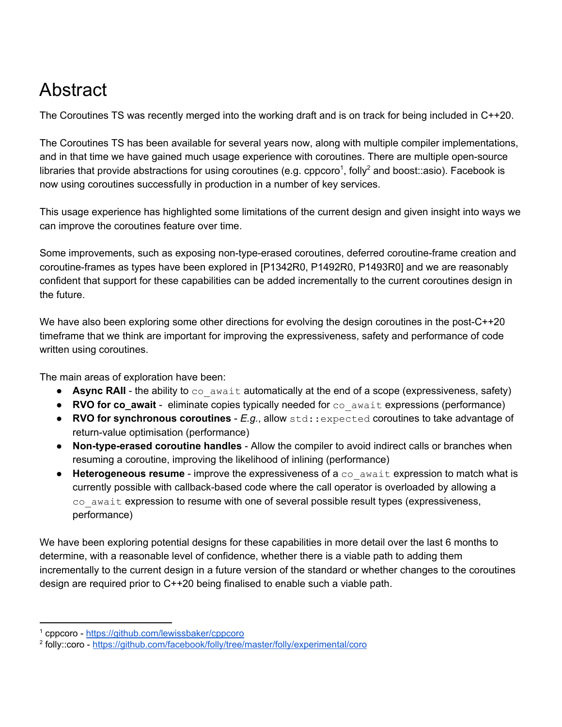# Abstract

The Coroutines TS was recently merged into the working draft and is on track for being included in C++20.

The Coroutines TS has been available for several years now, along with multiple compiler implementations, and in that time we have gained much usage experience with coroutines. There are multiple open-source libraries that provide abstractions for using coroutines (e.g. cppcoro[1], folly[2] and boost::asio). Facebook is now using coroutines successfully in production in a number of key services.

This usage experience has highlighted some limitations of the current design and given insight into ways we can improve the coroutines feature over time.

Some improvements, such as exposing non-type-erased coroutines, deferred coroutine-frame creation and coroutine-frames as types have been explored in [P1342R0, P1492R0, P1493R0] and we are reasonably confident that support for these capabilities can be added incrementally to the current coroutines design in the future.

We have also been exploring some other directions for evolving the design coroutines in the post-C++20 timeframe that we think are important for improving the expressiveness, safety and performance of code written using coroutines.

The main areas of exploration have been:

- **Async RAII** - the ability to `co_await` automatically at the end of a scope (expressiveness, safety)
- **RVO for co_await** - eliminate copies typically needed for `co_await` expressions (performance)
- **RVO for synchronous coroutines** - *E.g.*, allow `std::expected` coroutines to take advantage of return-value optimisation (performance)
- **Non-type-erased coroutine handles** - Allow the compiler to avoid indirect calls or branches when resuming a coroutine, improving the likelihood of inlining (performance)
- **Heterogeneous resume** - improve the expressiveness of a `co_await` expression to match what is currently possible with callback-based code where the call operator is overloaded by allowing a `co_await` expression to resume with one of several possible result types (expressiveness, performance)

We have been exploring potential designs for these capabilities in more detail over the last 6 months to determine, with a reasonable level of confidence, whether there is a viable path to adding them incrementally to the current design in a future version of the standard or whether changes to the coroutines design are required prior to C++20 being finalised to enable such a viable path.

---

[1] cppcoro - https://github.com/lewissbaker/cppcoro

[2] folly::coro - https://github.com/facebook/folly/tree/master/folly/experimental/coro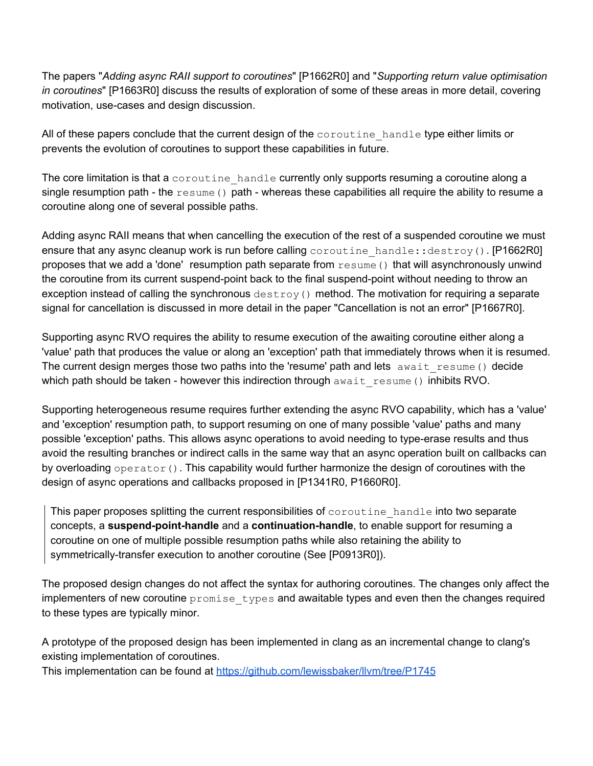The papers "*Adding async RAII support to coroutines*" [P1662R0] and "*Supporting return value optimisation in coroutines*" [P1663R0] discuss the results of exploration of some of these areas in more detail, covering motivation, use-cases and design discussion.

All of these papers conclude that the current design of the `coroutine_handle` type either limits or prevents the evolution of coroutines to support these capabilities in future.

The core limitation is that a `coroutine_handle` currently only supports resuming a coroutine along a single resumption path - the `resume()` path - whereas these capabilities all require the ability to resume a coroutine along one of several possible paths.

Adding async RAII means that when cancelling the execution of the rest of a suspended coroutine we must ensure that any async cleanup work is run before calling `coroutine_handle::destroy()`. [P1662R0] proposes that we add a 'done' resumption path separate from `resume()` that will asynchronously unwind the coroutine from its current suspend-point back to the final suspend-point without needing to throw an exception instead of calling the synchronous `destroy()` method. The motivation for requiring a separate signal for cancellation is discussed in more detail in the paper "Cancellation is not an error" [P1667R0].

Supporting async RVO requires the ability to resume execution of the awaiting coroutine either along a 'value' path that produces the value or along an 'exception' path that immediately throws when it is resumed. The current design merges those two paths into the 'resume' path and lets `await_resume()` decide which path should be taken - however this indirection through `await_resume()` inhibits RVO.

Supporting heterogeneous resume requires further extending the async RVO capability, which has a 'value' and 'exception' resumption path, to support resuming on one of many possible 'value' paths and many possible 'exception' paths. This allows async operations to avoid needing to type-erase results and thus avoid the resulting branches or indirect calls in the same way that an async operation built on callbacks can by overloading `operator()`. This capability would further harmonize the design of coroutines with the design of async operations and callbacks proposed in [P1341R0, P1660R0].

> This paper proposes splitting the current responsibilities of `coroutine_handle` into two separate concepts, a **suspend-point-handle** and a **continuation-handle**, to enable support for resuming a coroutine on one of multiple possible resumption paths while also retaining the ability to symmetrically-transfer execution to another coroutine (See [P0913R0]).

The proposed design changes do not affect the syntax for authoring coroutines. The changes only affect the implementers of new coroutine `promise_types` and awaitable types and even then the changes required to these types are typically minor.

A prototype of the proposed design has been implemented in clang as an incremental change to clang's existing implementation of coroutines.
This implementation can be found at [https://github.com/lewissbaker/llvm/tree/P1745](https://github.com/lewissbaker/llvm/tree/P1745)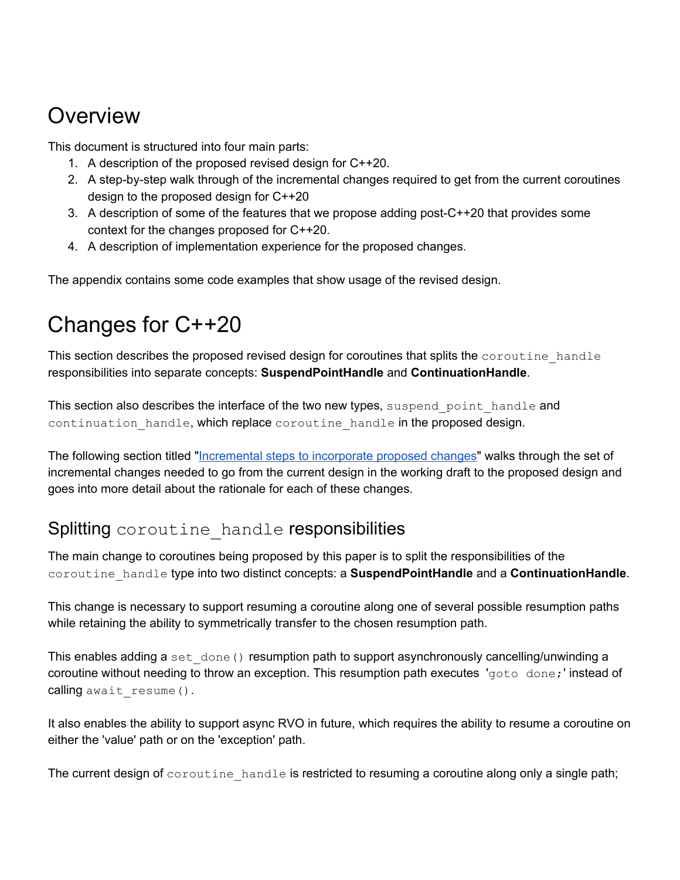# Overview

This document is structured into four main parts:

1. A description of the proposed revised design for C++20.
2. A step-by-step walk through of the incremental changes required to get from the current coroutines design to the proposed design for C++20
3. A description of some of the features that we propose adding post-C++20 that provides some context for the changes proposed for C++20.
4. A description of implementation experience for the proposed changes.

The appendix contains some code examples that show usage of the revised design.

# Changes for C++20

This section describes the proposed revised design for coroutines that splits the `coroutine_handle` responsibilities into separate concepts: **SuspendPointHandle** and **ContinuationHandle**.

This section also describes the interface of the two new types, `suspend_point_handle` and `continuation_handle`, which replace `coroutine_handle` in the proposed design.

The following section titled "Incremental steps to incorporate proposed changes" walks through the set of incremental changes needed to go from the current design in the working draft to the proposed design and goes into more detail about the rationale for each of these changes.

## Splitting `coroutine_handle` responsibilities

The main change to coroutines being proposed by this paper is to split the responsibilities of the `coroutine_handle` type into two distinct concepts: a **SuspendPointHandle** and a **ContinuationHandle**.

This change is necessary to support resuming a coroutine along one of several possible resumption paths while retaining the ability to symmetrically transfer to the chosen resumption path.

This enables adding a `set_done()` resumption path to support asynchronously cancelling/unwinding a coroutine without needing to throw an exception. This resumption path executes '`goto done;`' instead of calling `await_resume()`.

It also enables the ability to support async RVO in future, which requires the ability to resume a coroutine on either the 'value' path or on the 'exception' path.

The current design of `coroutine_handle` is restricted to resuming a coroutine along only a single path;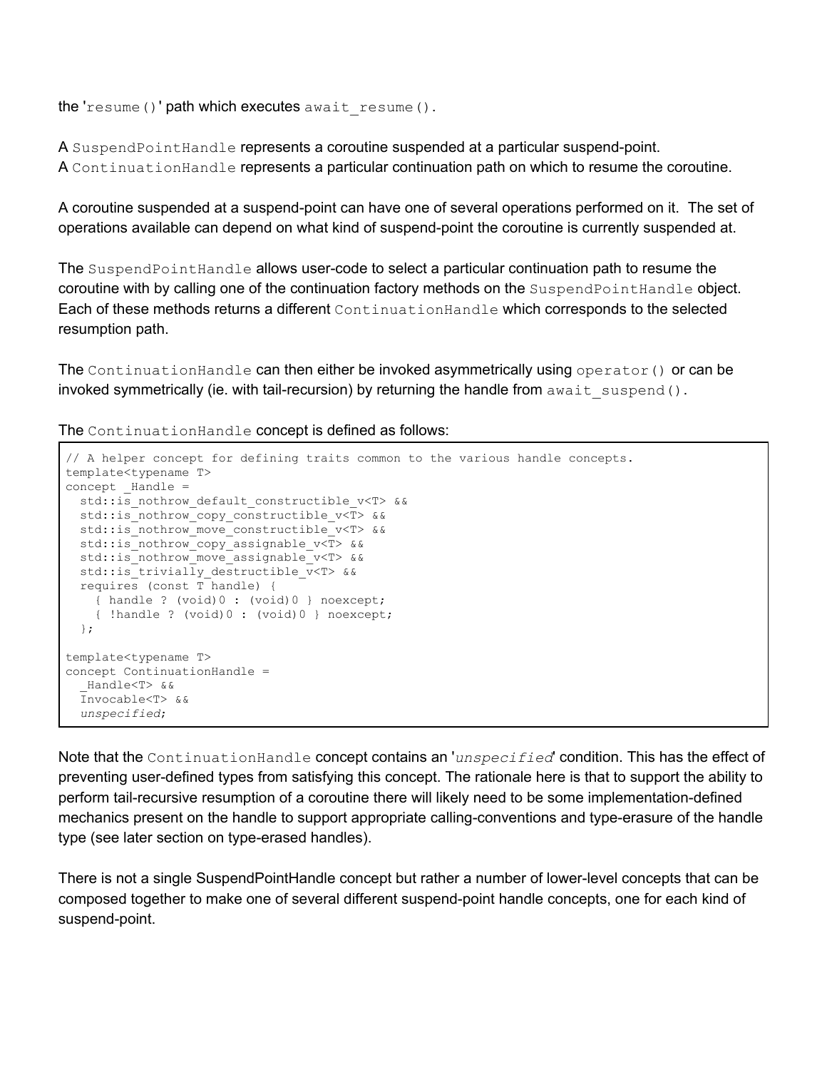the '`resume()`' path which executes `await_resume()`.

A `SuspendPointHandle` represents a coroutine suspended at a particular suspend-point.
A `ContinuationHandle` represents a particular continuation path on which to resume the coroutine.

A coroutine suspended at a suspend-point can have one of several operations performed on it. The set of operations available can depend on what kind of suspend-point the coroutine is currently suspended at.

The `SuspendPointHandle` allows user-code to select a particular continuation path to resume the coroutine with by calling one of the continuation factory methods on the `SuspendPointHandle` object. Each of these methods returns a different `ContinuationHandle` which corresponds to the selected resumption path.

The `ContinuationHandle` can then either be invoked asymmetrically using `operator()` or can be invoked symmetrically (ie. with tail-recursion) by returning the handle from `await_suspend()`.

The `ContinuationHandle` concept is defined as follows:

```
// A helper concept for defining traits common to the various handle concepts.
template<typename T>
concept _Handle =
  std::is_nothrow_default_constructible_v<T> &&
  std::is_nothrow_copy_constructible_v<T> &&
  std::is_nothrow_move_constructible_v<T> &&
  std::is_nothrow_copy_assignable_v<T> &&
  std::is_nothrow_move_assignable_v<T> &&
  std::is_trivially_destructible_v<T> &&
  requires (const T handle) {
    { handle ? (void)0 : (void)0 } noexcept;
    { !handle ? (void)0 : (void)0 } noexcept;
  };

template<typename T>
concept ContinuationHandle =
  _Handle<T> &&
  Invocable<T> &&
  unspecified;
```

Note that the `ContinuationHandle` concept contains an '*unspecified*' condition. This has the effect of preventing user-defined types from satisfying this concept. The rationale here is that to support the ability to perform tail-recursive resumption of a coroutine there will likely need to be some implementation-defined mechanics present on the handle to support appropriate calling-conventions and type-erasure of the handle type (see later section on type-erased handles).

There is not a single SuspendPointHandle concept but rather a number of lower-level concepts that can be composed together to make one of several different suspend-point handle concepts, one for each kind of suspend-point.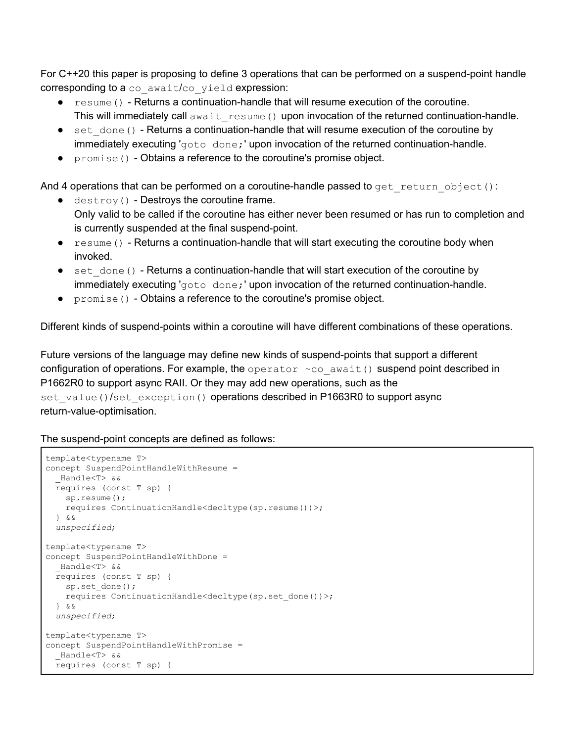For C++20 this paper is proposing to define 3 operations that can be performed on a suspend-point handle corresponding to a `co_await`/`co_yield` expression:

- `resume()` - Returns a continuation-handle that will resume execution of the coroutine. This will immediately call `await_resume()` upon invocation of the returned continuation-handle.
- `set_done()` - Returns a continuation-handle that will resume execution of the coroutine by immediately executing '`goto done;`' upon invocation of the returned continuation-handle.
- `promise()` - Obtains a reference to the coroutine's promise object.

And 4 operations that can be performed on a coroutine-handle passed to `get_return_object()`:

- `destroy()` - Destroys the coroutine frame. Only valid to be called if the coroutine has either never been resumed or has run to completion and is currently suspended at the final suspend-point.
- `resume()` - Returns a continuation-handle that will start executing the coroutine body when invoked.
- `set_done()` - Returns a continuation-handle that will start execution of the coroutine by immediately executing '`goto done;`' upon invocation of the returned continuation-handle.
- `promise()` - Obtains a reference to the coroutine's promise object.

Different kinds of suspend-points within a coroutine will have different combinations of these operations.

Future versions of the language may define new kinds of suspend-points that support a different configuration of operations. For example, the `operator ~co_await()` suspend point described in P1662R0 to support async RAII. Or they may add new operations, such as the `set_value()`/`set_exception()` operations described in P1663R0 to support async return-value-optimisation.

The suspend-point concepts are defined as follows:

```
template<typename T>
concept SuspendPointHandleWithResume =
  _Handle<T> &&
  requires (const T sp) {
    sp.resume();
    requires ContinuationHandle<decltype(sp.resume())>;
  } &&
  unspecified;

template<typename T>
concept SuspendPointHandleWithDone =
  _Handle<T> &&
  requires (const T sp) {
    sp.set_done();
    requires ContinuationHandle<decltype(sp.set_done())>;
  } &&
  unspecified;

template<typename T>
concept SuspendPointHandleWithPromise =
  _Handle<T> &&
  requires (const T sp) {
```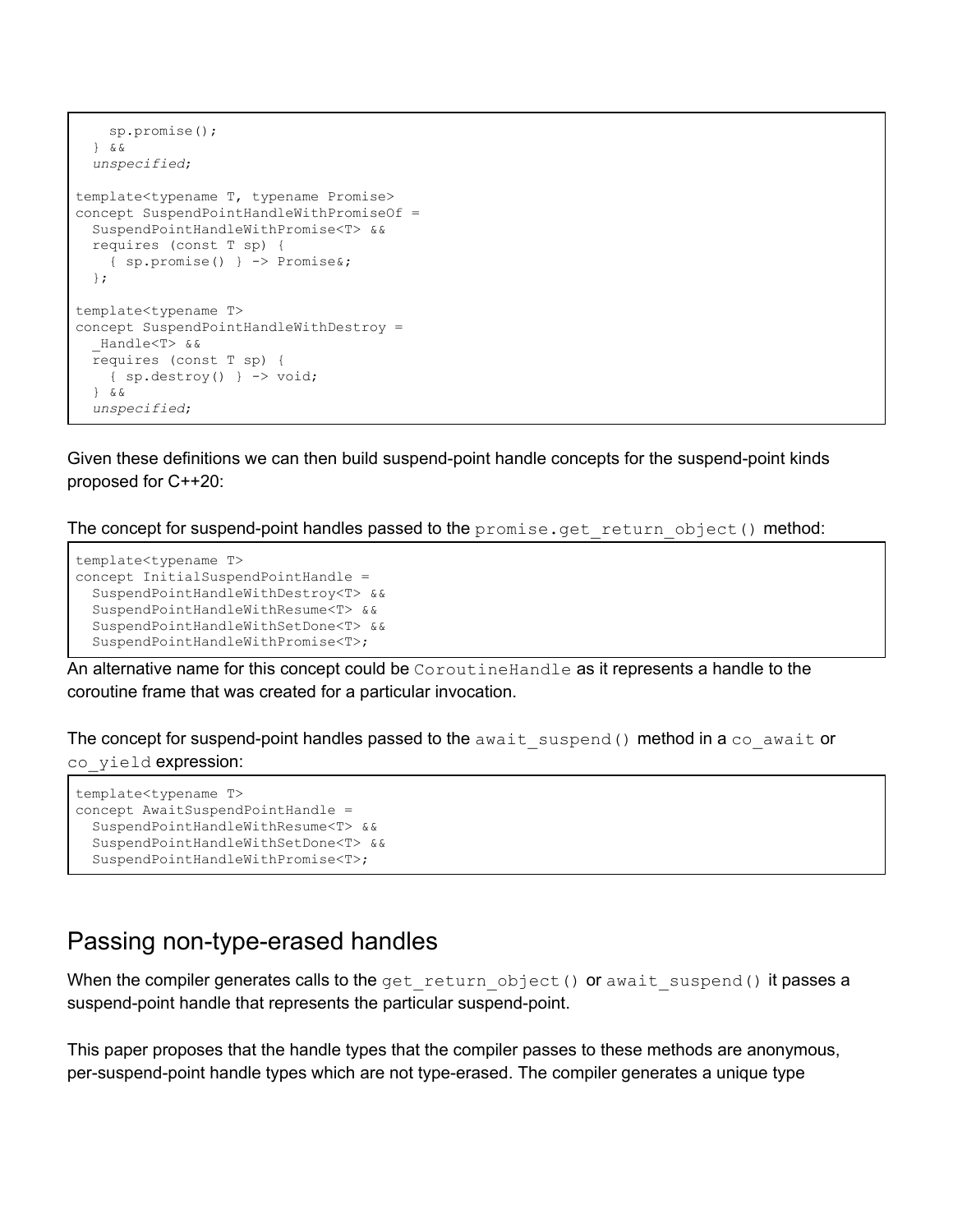```
    sp.promise();
  } &&
  unspecified;

template<typename T, typename Promise>
concept SuspendPointHandleWithPromiseOf =
  SuspendPointHandleWithPromise<T> &&
  requires (const T sp) {
    { sp.promise() } -> Promise&;
  };

template<typename T>
concept SuspendPointHandleWithDestroy =
  _Handle<T> &&
  requires (const T sp) {
    { sp.destroy() } -> void;
  } &&
  unspecified;
```

Given these definitions we can then build suspend-point handle concepts for the suspend-point kinds proposed for C++20:

The concept for suspend-point handles passed to the `promise.get_return_object()` method:

```
template<typename T>
concept InitialSuspendPointHandle =
  SuspendPointHandleWithDestroy<T> &&
  SuspendPointHandleWithResume<T> &&
  SuspendPointHandleWithSetDone<T> &&
  SuspendPointHandleWithPromise<T>;
```

An alternative name for this concept could be `CoroutineHandle` as it represents a handle to the coroutine frame that was created for a particular invocation.

The concept for suspend-point handles passed to the `await_suspend()` method in a `co_await` or `co_yield` expression:

```
template<typename T>
concept AwaitSuspendPointHandle =
  SuspendPointHandleWithResume<T> &&
  SuspendPointHandleWithSetDone<T> &&
  SuspendPointHandleWithPromise<T>;
```

## Passing non-type-erased handles

When the compiler generates calls to the `get_return_object()` or `await_suspend()` it passes a suspend-point handle that represents the particular suspend-point.

This paper proposes that the handle types that the compiler passes to these methods are anonymous, per-suspend-point handle types which are not type-erased. The compiler generates a unique type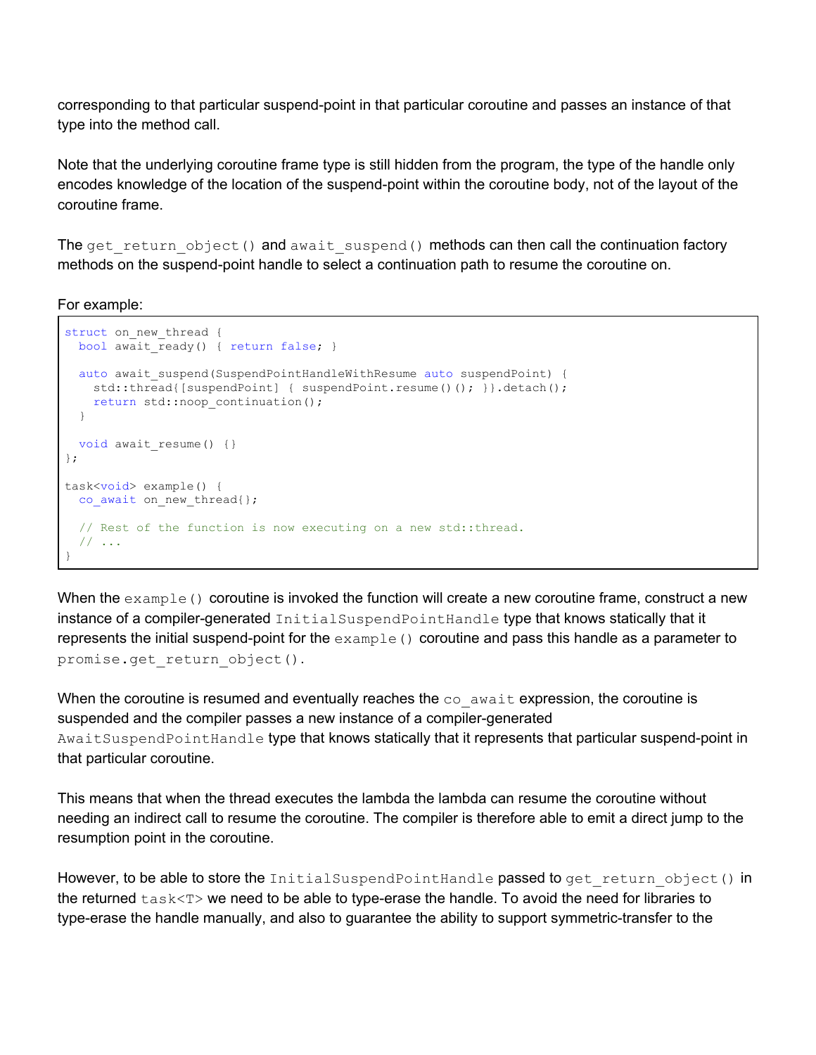corresponding to that particular suspend-point in that particular coroutine and passes an instance of that type into the method call.

Note that the underlying coroutine frame type is still hidden from the program, the type of the handle only encodes knowledge of the location of the suspend-point within the coroutine body, not of the layout of the coroutine frame.

The `get_return_object()` and `await_suspend()` methods can then call the continuation factory methods on the suspend-point handle to select a continuation path to resume the coroutine on.

For example:

```
struct on_new_thread {
  bool await_ready() { return false; }

  auto await_suspend(SuspendPointHandleWithResume auto suspendPoint) {
    std::thread{[suspendPoint] { suspendPoint.resume()(); }}.detach();
    return std::noop_continuation();
  }

  void await_resume() {}
};

task<void> example() {
  co_await on_new_thread{};

  // Rest of the function is now executing on a new std::thread.
  // ...
}
```

When the `example()` coroutine is invoked the function will create a new coroutine frame, construct a new instance of a compiler-generated `InitialSuspendPointHandle` type that knows statically that it represents the initial suspend-point for the `example()` coroutine and pass this handle as a parameter to `promise.get_return_object()`.

When the coroutine is resumed and eventually reaches the `co_await` expression, the coroutine is suspended and the compiler passes a new instance of a compiler-generated `AwaitSuspendPointHandle` type that knows statically that it represents that particular suspend-point in that particular coroutine.

This means that when the thread executes the lambda the lambda can resume the coroutine without needing an indirect call to resume the coroutine. The compiler is therefore able to emit a direct jump to the resumption point in the coroutine.

However, to be able to store the `InitialSuspendPointHandle` passed to `get_return_object()` in the returned `task<T>` we need to be able to type-erase the handle. To avoid the need for libraries to type-erase the handle manually, and also to guarantee the ability to support symmetric-transfer to the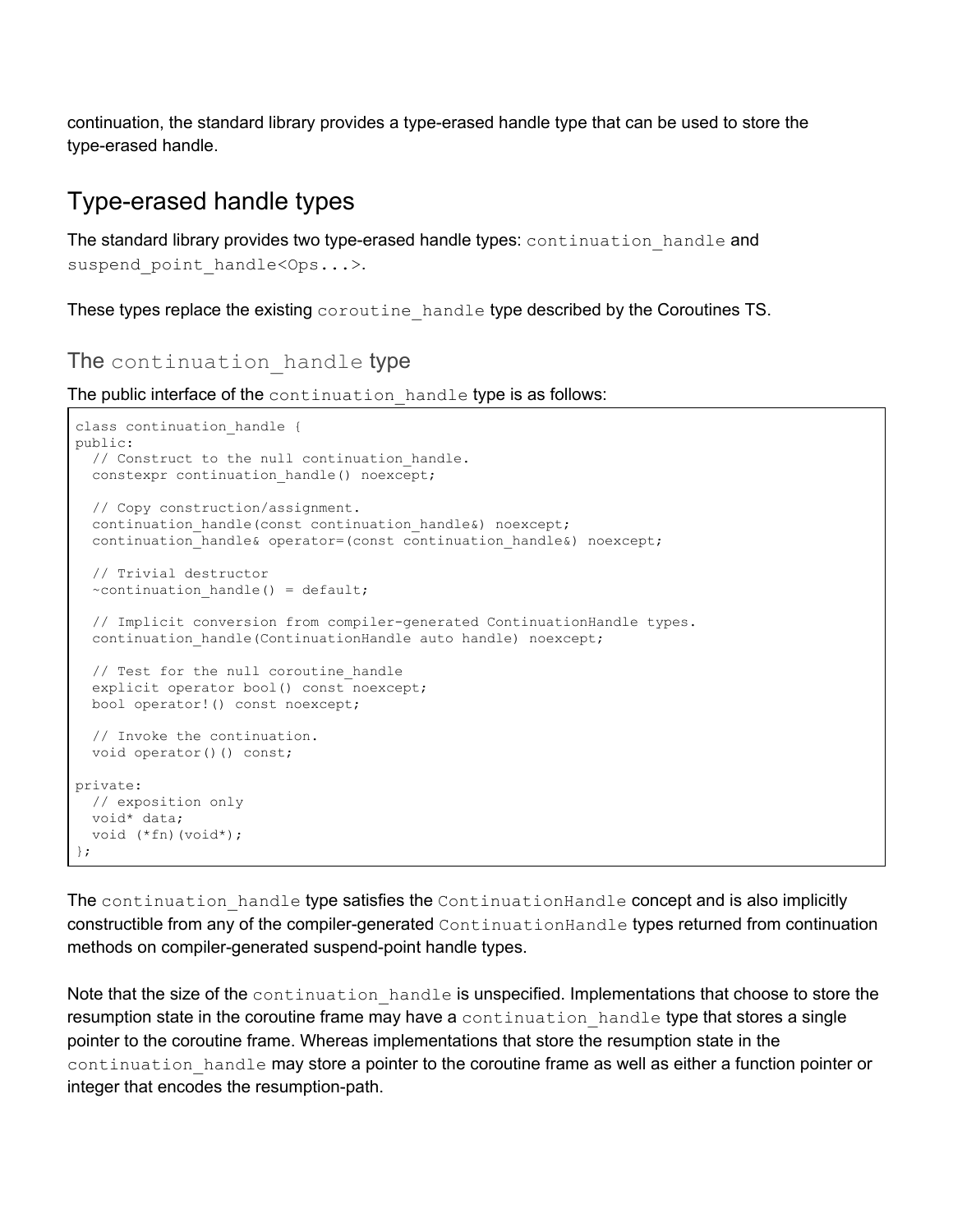continuation, the standard library provides a type-erased handle type that can be used to store the type-erased handle.

## Type-erased handle types

The standard library provides two type-erased handle types: `continuation_handle` and `suspend_point_handle<Ops...>`.

These types replace the existing `coroutine_handle` type described by the Coroutines TS.

### The `continuation_handle` type

The public interface of the `continuation_handle` type is as follows:

```
class continuation_handle {
public:
  // Construct to the null continuation_handle.
  constexpr continuation_handle() noexcept;

  // Copy construction/assignment.
  continuation_handle(const continuation_handle&) noexcept;
  continuation_handle& operator=(const continuation_handle&) noexcept;

  // Trivial destructor
  ~continuation_handle() = default;

  // Implicit conversion from compiler-generated ContinuationHandle types.
  continuation_handle(ContinuationHandle auto handle) noexcept;

  // Test for the null coroutine_handle
  explicit operator bool() const noexcept;
  bool operator!() const noexcept;

  // Invoke the continuation.
  void operator()() const;

private:
  // exposition only
  void* data;
  void (*fn)(void*);
};
```

The `continuation_handle` type satisfies the `ContinuationHandle` concept and is also implicitly constructible from any of the compiler-generated `ContinuationHandle` types returned from continuation methods on compiler-generated suspend-point handle types.

Note that the size of the `continuation_handle` is unspecified. Implementations that choose to store the resumption state in the coroutine frame may have a `continuation_handle` type that stores a single pointer to the coroutine frame. Whereas implementations that store the resumption state in the `continuation_handle` may store a pointer to the coroutine frame as well as either a function pointer or integer that encodes the resumption-path.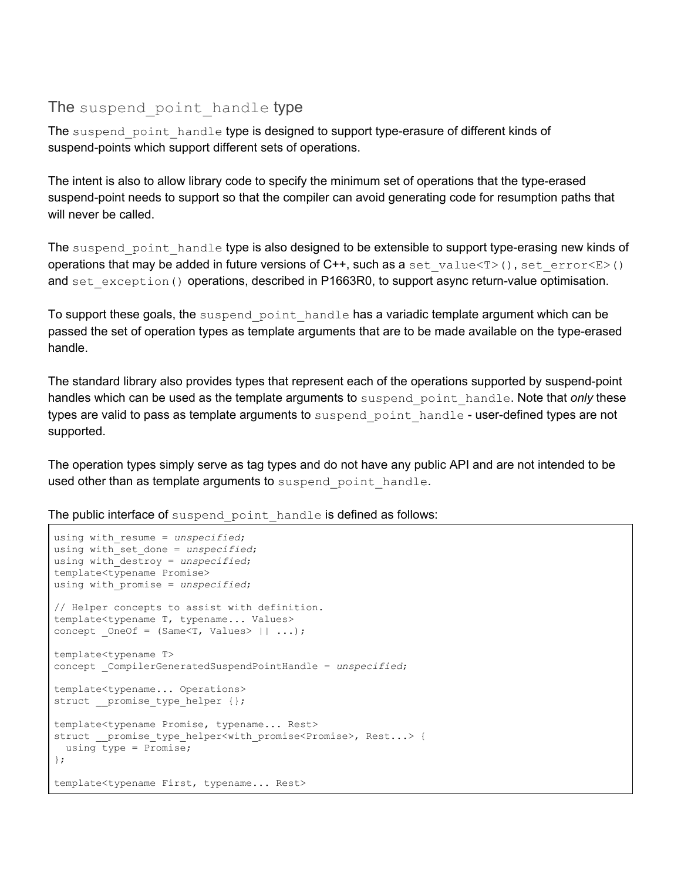## The `suspend_point_handle` type

The `suspend_point_handle` type is designed to support type-erasure of different kinds of suspend-points which support different sets of operations.

The intent is also to allow library code to specify the minimum set of operations that the type-erased suspend-point needs to support so that the compiler can avoid generating code for resumption paths that will never be called.

The `suspend_point_handle` type is also designed to be extensible to support type-erasing new kinds of operations that may be added in future versions of C++, such as a `set_value<T>()`, `set_error<E>()` and `set_exception()` operations, described in P1663R0, to support async return-value optimisation.

To support these goals, the `suspend_point_handle` has a variadic template argument which can be passed the set of operation types as template arguments that are to be made available on the type-erased handle.

The standard library also provides types that represent each of the operations supported by suspend-point handles which can be used as the template arguments to `suspend_point_handle`. Note that *only* these types are valid to pass as template arguments to `suspend_point_handle` - user-defined types are not supported.

The operation types simply serve as tag types and do not have any public API and are not intended to be used other than as template arguments to `suspend_point_handle`.

The public interface of `suspend_point_handle` is defined as follows:

```
using with_resume = unspecified;
using with_set_done = unspecified;
using with_destroy = unspecified;
template<typename Promise>
using with_promise = unspecified;

// Helper concepts to assist with definition.
template<typename T, typename... Values>
concept _OneOf = (Same<T, Values> || ...);

template<typename T>
concept _CompilerGeneratedSuspendPointHandle = unspecified;

template<typename... Operations>
struct __promise_type_helper {};

template<typename Promise, typename... Rest>
struct __promise_type_helper<with_promise<Promise>, Rest...> {
  using type = Promise;
};

template<typename First, typename... Rest>
```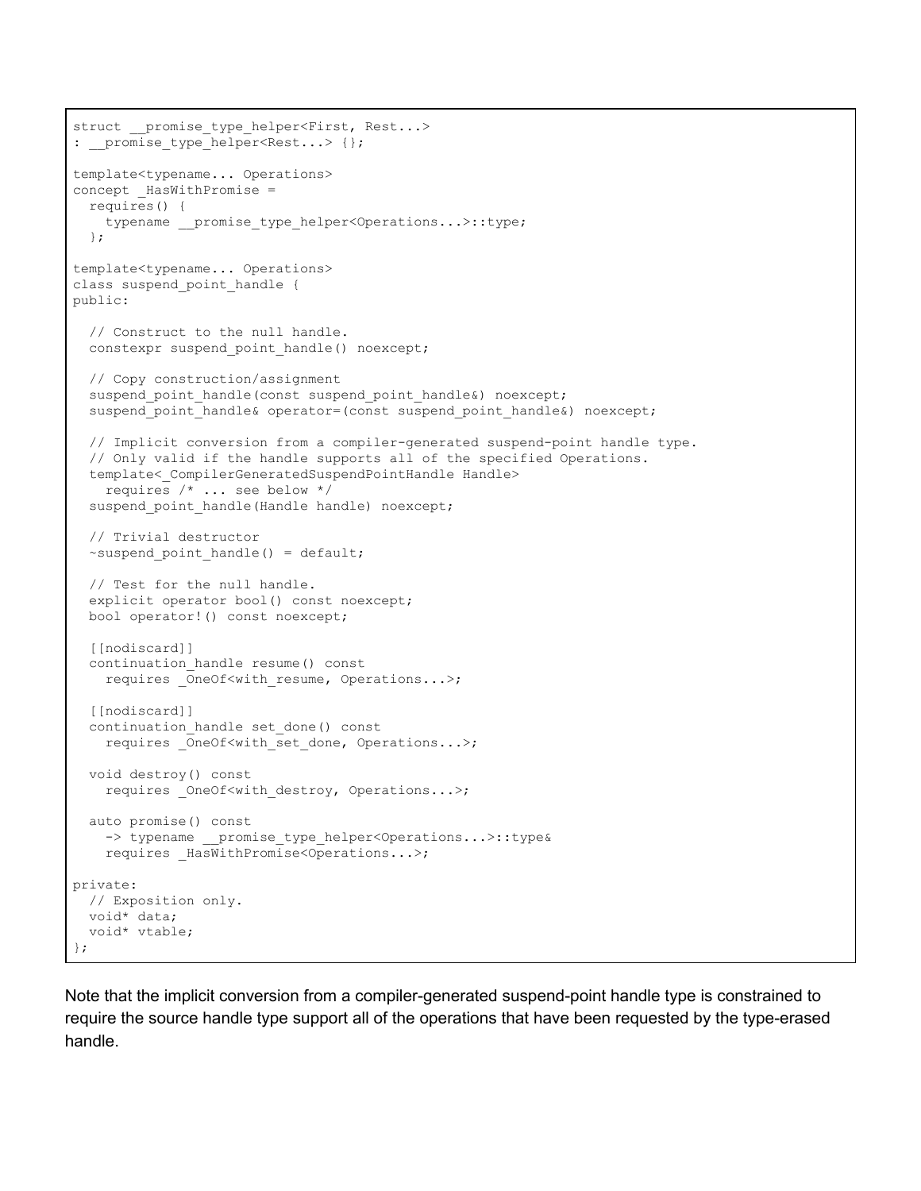```
struct __promise_type_helper<First, Rest...>
: __promise_type_helper<Rest...> {};

template<typename... Operations>
concept _HasWithPromise =
  requires() {
    typename __promise_type_helper<Operations...>::type;
  };

template<typename... Operations>
class suspend_point_handle {
public:

  // Construct to the null handle.
  constexpr suspend_point_handle() noexcept;

  // Copy construction/assignment
  suspend_point_handle(const suspend_point_handle&) noexcept;
  suspend_point_handle& operator=(const suspend_point_handle&) noexcept;

  // Implicit conversion from a compiler-generated suspend-point handle type.
  // Only valid if the handle supports all of the specified Operations.
  template<_CompilerGeneratedSuspendPointHandle Handle>
    requires /* ... see below */
  suspend_point_handle(Handle handle) noexcept;

  // Trivial destructor
  ~suspend_point_handle() = default;

  // Test for the null handle.
  explicit operator bool() const noexcept;
  bool operator!() const noexcept;

  [[nodiscard]]
  continuation_handle resume() const
    requires _OneOf<with_resume, Operations...>;

  [[nodiscard]]
  continuation_handle set_done() const
    requires _OneOf<with_set_done, Operations...>;

  void destroy() const
    requires _OneOf<with_destroy, Operations...>;

  auto promise() const
    -> typename __promise_type_helper<Operations...>::type&
    requires _HasWithPromise<Operations...>;

private:
  // Exposition only.
  void* data;
  void* vtable;
};
```

Note that the implicit conversion from a compiler-generated suspend-point handle type is constrained to require the source handle type support all of the operations that have been requested by the type-erased handle.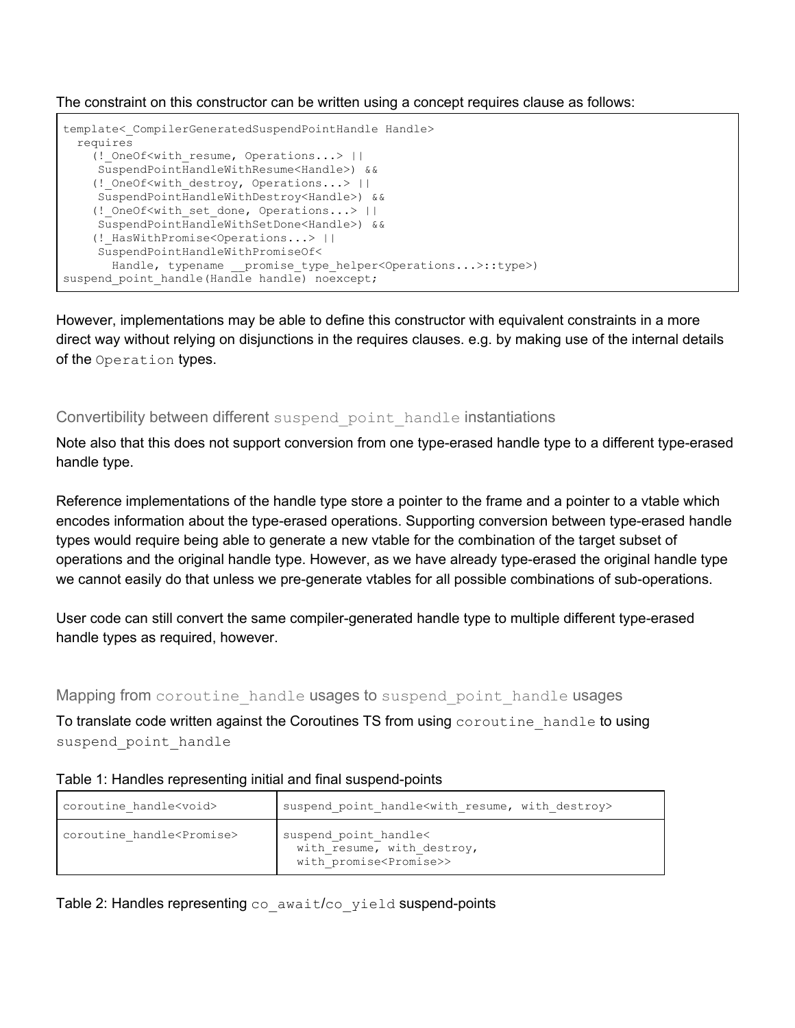The constraint on this constructor can be written using a concept requires clause as follows:

```
template<_CompilerGeneratedSuspendPointHandle Handle>
  requires
    (!_OneOf<with_resume, Operations...> ||
     SuspendPointHandleWithResume<Handle>) &&
    (!_OneOf<with_destroy, Operations...> ||
     SuspendPointHandleWithDestroy<Handle>) &&
    (!_OneOf<with_set_done, Operations...> ||
     SuspendPointHandleWithSetDone<Handle>) &&
    (!_HasWithPromise<Operations...> ||
     SuspendPointHandleWithPromiseOf<
       Handle, typename __promise_type_helper<Operations...>::type>)
suspend_point_handle(Handle handle) noexcept;
```

However, implementations may be able to define this constructor with equivalent constraints in a more direct way without relying on disjunctions in the requires clauses. e.g. by making use of the internal details of the `Operation` types.

### Convertibility between different `suspend_point_handle` instantiations

Note also that this does not support conversion from one type-erased handle type to a different type-erased handle type.

Reference implementations of the handle type store a pointer to the frame and a pointer to a vtable which encodes information about the type-erased operations. Supporting conversion between type-erased handle types would require being able to generate a new vtable for the combination of the target subset of operations and the original handle type. However, as we have already type-erased the original handle type we cannot easily do that unless we pre-generate vtables for all possible combinations of sub-operations.

User code can still convert the same compiler-generated handle type to multiple different type-erased handle types as required, however.

### Mapping from `coroutine_handle` usages to `suspend_point_handle` usages

To translate code written against the Coroutines TS from using `coroutine_handle` to using `suspend_point_handle`

Table 1: Handles representing initial and final suspend-points

| | |
|---|---|
| `coroutine_handle<void>` | `suspend_point_handle<with_resume, with_destroy>` |
| `coroutine_handle<Promise>` | `suspend_point_handle< with_resume, with_destroy, with_promise<Promise>>` |

Table 2: Handles representing `co_await`/`co_yield` suspend-points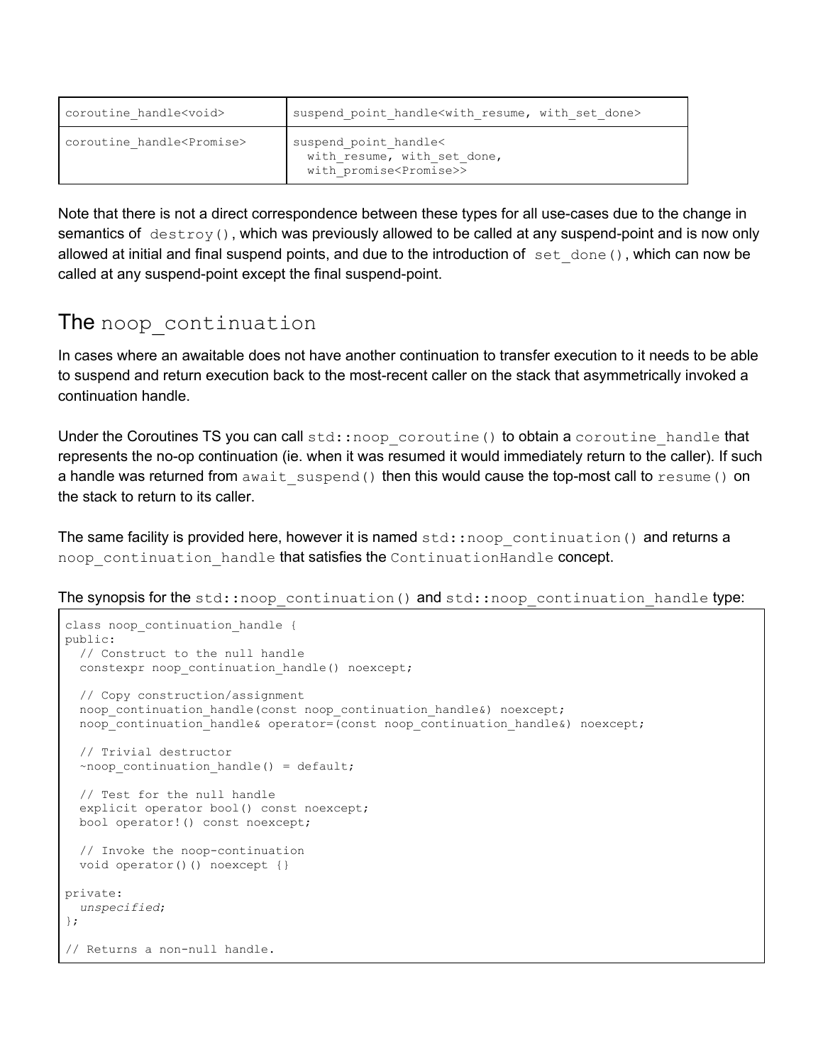| coroutine_handle<void> | suspend_point_handle<with_resume, with_set_done> |
|---|---|
| coroutine_handle<Promise> | suspend_point_handle< with_resume, with_set_done, with_promise<Promise>> |

Note that there is not a direct correspondence between these types for all use-cases due to the change in semantics of `destroy()`, which was previously allowed to be called at any suspend-point and is now only allowed at initial and final suspend points, and due to the introduction of `set_done()`, which can now be called at any suspend-point except the final suspend-point.

## The `noop_continuation`

In cases where an awaitable does not have another continuation to transfer execution to it needs to be able to suspend and return execution back to the most-recent caller on the stack that asymmetrically invoked a continuation handle.

Under the Coroutines TS you can call `std::noop_coroutine()` to obtain a `coroutine_handle` that represents the no-op continuation (ie. when it was resumed it would immediately return to the caller). If such a handle was returned from `await_suspend()` then this would cause the top-most call to `resume()` on the stack to return to its caller.

The same facility is provided here, however it is named `std::noop_continuation()` and returns a `noop_continuation_handle` that satisfies the `ContinuationHandle` concept.

The synopsis for the `std::noop_continuation()` and `std::noop_continuation_handle` type:

```
class noop_continuation_handle {
public:
  // Construct to the null handle
  constexpr noop_continuation_handle() noexcept;

  // Copy construction/assignment
  noop_continuation_handle(const noop_continuation_handle&) noexcept;
  noop_continuation_handle& operator=(const noop_continuation_handle&) noexcept;

  // Trivial destructor
  ~noop_continuation_handle() = default;

  // Test for the null handle
  explicit operator bool() const noexcept;
  bool operator!() const noexcept;

  // Invoke the noop-continuation
  void operator()() noexcept {}

private:
  unspecified;
};

// Returns a non-null handle.
```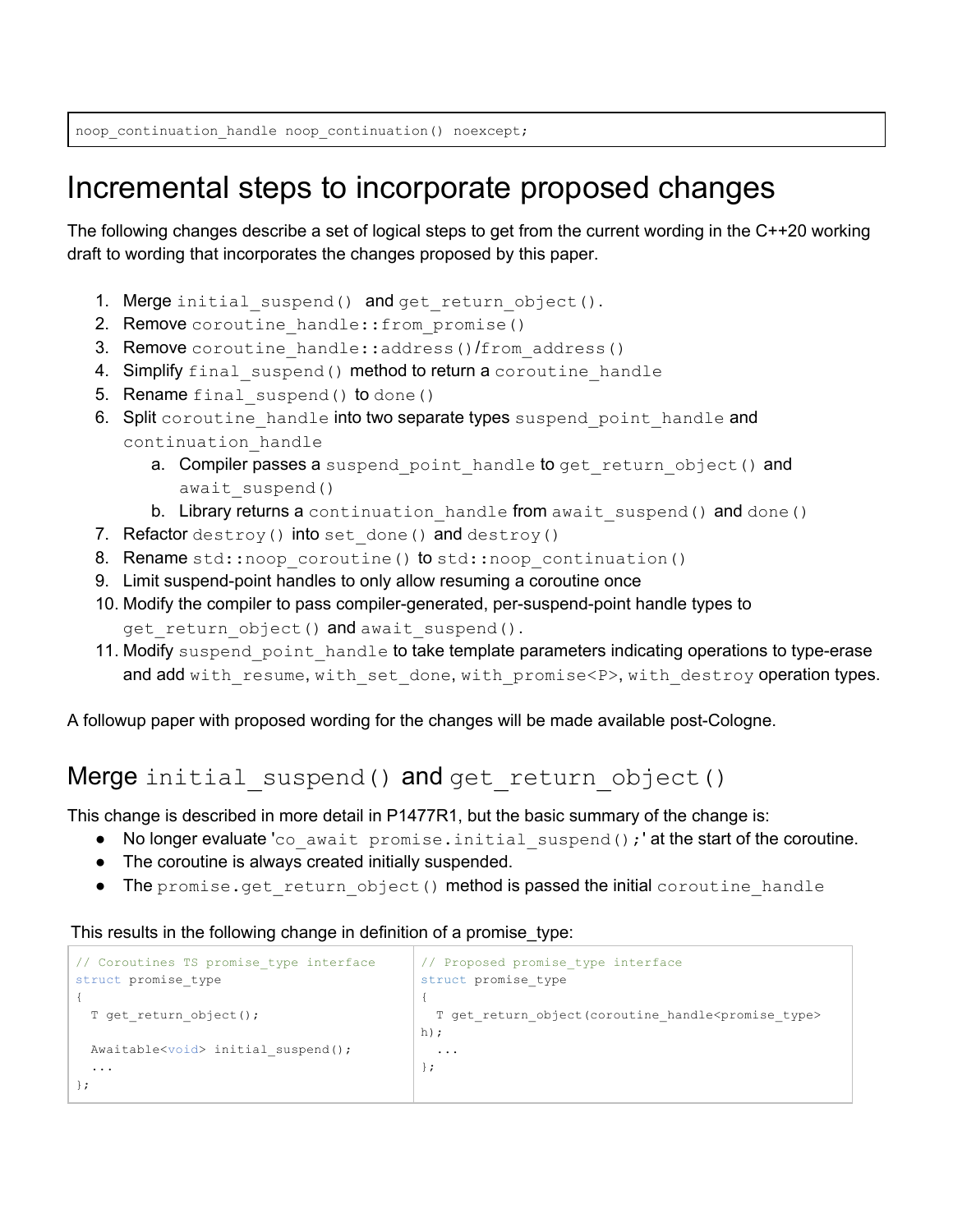```
noop_continuation_handle noop_continuation() noexcept;
```

# Incremental steps to incorporate proposed changes

The following changes describe a set of logical steps to get from the current wording in the C++20 working draft to wording that incorporates the changes proposed by this paper.

1. Merge `initial_suspend()` and `get_return_object()`.
2. Remove `coroutine_handle::from_promise()`
3. Remove `coroutine_handle::address()`/`from_address()`
4. Simplify `final_suspend()` method to return a `coroutine_handle`
5. Rename `final_suspend()` to `done()`
6. Split `coroutine_handle` into two separate types `suspend_point_handle` and `continuation_handle`
   a. Compiler passes a `suspend_point_handle` to `get_return_object()` and `await_suspend()`
   b. Library returns a `continuation_handle` from `await_suspend()` and `done()`
7. Refactor `destroy()` into `set_done()` and `destroy()`
8. Rename `std::noop_coroutine()` to `std::noop_continuation()`
9. Limit suspend-point handles to only allow resuming a coroutine once
10. Modify the compiler to pass compiler-generated, per-suspend-point handle types to `get_return_object()` and `await_suspend()`.
11. Modify `suspend_point_handle` to take template parameters indicating operations to type-erase and add `with_resume`, `with_set_done`, `with_promise<P>`, `with_destroy` operation types.

A followup paper with proposed wording for the changes will be made available post-Cologne.

## Merge `initial_suspend()` and `get_return_object()`

This change is described in more detail in P1477R1, but the basic summary of the change is:

- No longer evaluate '`co_await promise.initial_suspend();`' at the start of the coroutine.
- The coroutine is always created initially suspended.
- The `promise.get_return_object()` method is passed the initial `coroutine_handle`

This results in the following change in definition of a promise_type:

| | |
|---|---|
| <pre>// Coroutines TS promise_type interface<br>struct promise_type<br>{<br>  T get_return_object();<br><br>  Awaitable<void> initial_suspend();<br>  ...<br>};</pre> | <pre>// Proposed promise_type interface<br>struct promise_type<br>{<br>  T get_return_object(coroutine_handle<promise_type><br>h);<br>  ...<br>};</pre> |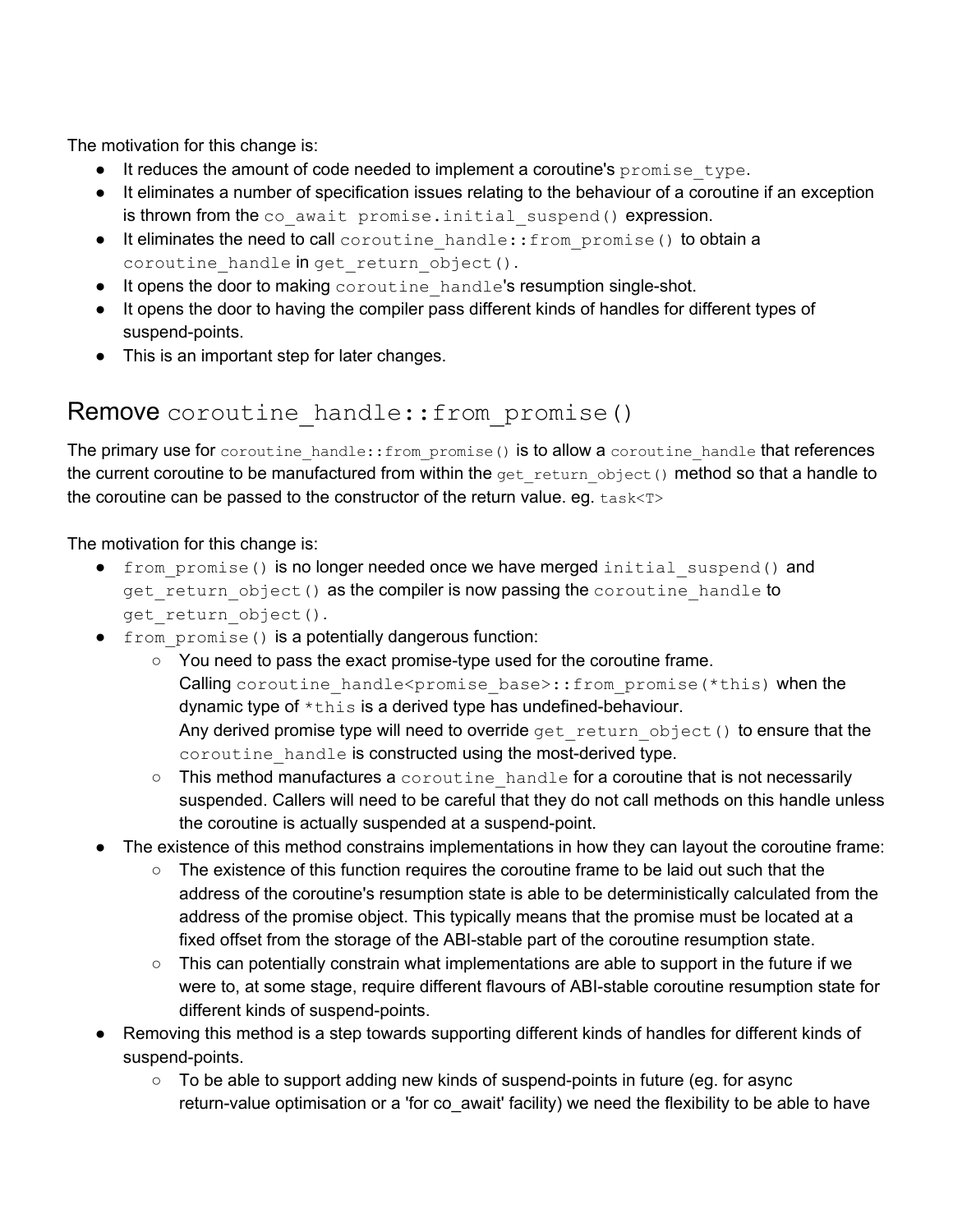The motivation for this change is:

- It reduces the amount of code needed to implement a coroutine's `promise_type`.
- It eliminates a number of specification issues relating to the behaviour of a coroutine if an exception is thrown from the `co_await promise.initial_suspend()` expression.
- It eliminates the need to call `coroutine_handle::from_promise()` to obtain a `coroutine_handle` in `get_return_object()`.
- It opens the door to making `coroutine_handle`'s resumption single-shot.
- It opens the door to having the compiler pass different kinds of handles for different types of suspend-points.
- This is an important step for later changes.

## Remove `coroutine_handle::from_promise()`

The primary use for `coroutine_handle::from_promise()` is to allow a `coroutine_handle` that references the current coroutine to be manufactured from within the `get_return_object()` method so that a handle to the coroutine can be passed to the constructor of the return value. eg. `task<T>`

The motivation for this change is:

- `from_promise()` is no longer needed once we have merged `initial_suspend()` and `get_return_object()` as the compiler is now passing the `coroutine_handle` to `get_return_object()`.
- `from_promise()` is a potentially dangerous function:
    - You need to pass the exact promise-type used for the coroutine frame. Calling `coroutine_handle<promise_base>::from_promise(*this)` when the dynamic type of `*this` is a derived type has undefined-behaviour. Any derived promise type will need to override `get_return_object()` to ensure that the `coroutine_handle` is constructed using the most-derived type.
    - This method manufactures a `coroutine_handle` for a coroutine that is not necessarily suspended. Callers will need to be careful that they do not call methods on this handle unless the coroutine is actually suspended at a suspend-point.
- The existence of this method constrains implementations in how they can layout the coroutine frame:
    - The existence of this function requires the coroutine frame to be laid out such that the address of the coroutine's resumption state is able to be deterministically calculated from the address of the promise object. This typically means that the promise must be located at a fixed offset from the storage of the ABI-stable part of the coroutine resumption state.
    - This can potentially constrain what implementations are able to support in the future if we were to, at some stage, require different flavours of ABI-stable coroutine resumption state for different kinds of suspend-points.
- Removing this method is a step towards supporting different kinds of handles for different kinds of suspend-points.
    - To be able to support adding new kinds of suspend-points in future (eg. for async return-value optimisation or a 'for co_await' facility) we need the flexibility to be able to have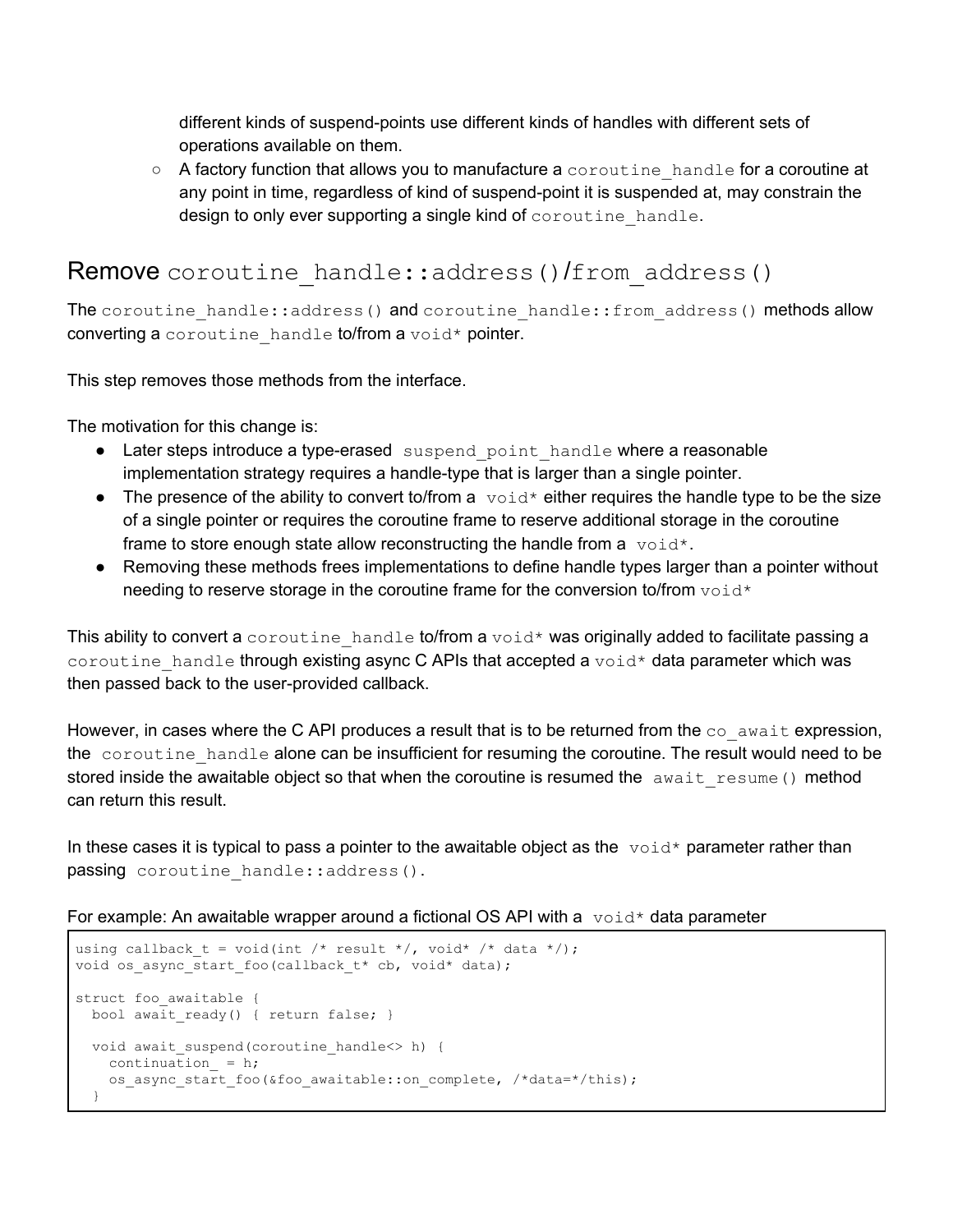different kinds of suspend-points use different kinds of handles with different sets of operations available on them.

  - A factory function that allows you to manufacture a `coroutine_handle` for a coroutine at any point in time, regardless of kind of suspend-point it is suspended at, may constrain the design to only ever supporting a single kind of `coroutine_handle`.

## Remove `coroutine_handle::address()`/`from_address()`

The `coroutine_handle::address()` and `coroutine_handle::from_address()` methods allow converting a `coroutine_handle` to/from a `void*` pointer.

This step removes those methods from the interface.

The motivation for this change is:

- Later steps introduce a type-erased `suspend_point_handle` where a reasonable implementation strategy requires a handle-type that is larger than a single pointer.
- The presence of the ability to convert to/from a `void*` either requires the handle type to be the size of a single pointer or requires the coroutine frame to reserve additional storage in the coroutine frame to store enough state allow reconstructing the handle from a `void*`.
- Removing these methods frees implementations to define handle types larger than a pointer without needing to reserve storage in the coroutine frame for the conversion to/from `void*`

This ability to convert a `coroutine_handle` to/from a `void*` was originally added to facilitate passing a `coroutine_handle` through existing async C APIs that accepted a `void*` data parameter which was then passed back to the user-provided callback.

However, in cases where the C API produces a result that is to be returned from the `co_await` expression, the `coroutine_handle` alone can be insufficient for resuming the coroutine. The result would need to be stored inside the awaitable object so that when the coroutine is resumed the `await_resume()` method can return this result.

In these cases it is typical to pass a pointer to the awaitable object as the `void*` parameter rather than passing `coroutine_handle::address()`.

For example: An awaitable wrapper around a fictional OS API with a `void*` data parameter

```
using callback_t = void(int /* result */, void* /* data */);
void os_async_start_foo(callback_t* cb, void* data);

struct foo_awaitable {
  bool await_ready() { return false; }

  void await_suspend(coroutine_handle<> h) {
    continuation_ = h;
    os_async_start_foo(&foo_awaitable::on_complete, /*data=*/this);
  }
```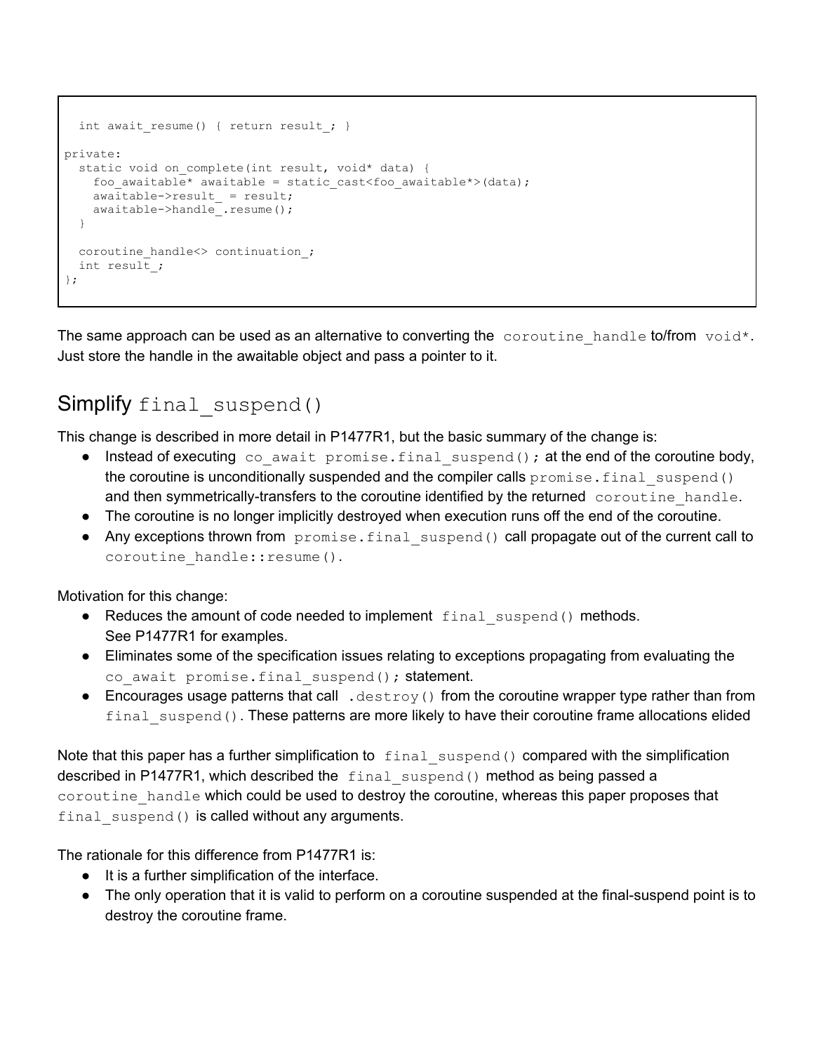```
  int await_resume() { return result_; }

private:
  static void on_complete(int result, void* data) {
    foo_awaitable* awaitable = static_cast<foo_awaitable*>(data);
    awaitable->result_ = result;
    awaitable->handle_.resume();
  }

  coroutine_handle<> continuation_;
  int result_;
};
```

The same approach can be used as an alternative to converting the `coroutine_handle` to/from `void*`. Just store the handle in the awaitable object and pass a pointer to it.

## Simplify `final_suspend()`

This change is described in more detail in P1477R1, but the basic summary of the change is:

- Instead of executing `co_await promise.final_suspend();` at the end of the coroutine body, the coroutine is unconditionally suspended and the compiler calls `promise.final_suspend()` and then symmetrically-transfers to the coroutine identified by the returned `coroutine_handle`.
- The coroutine is no longer implicitly destroyed when execution runs off the end of the coroutine.
- Any exceptions thrown from `promise.final_suspend()` call propagate out of the current call to `coroutine_handle::resume()`.

Motivation for this change:

- Reduces the amount of code needed to implement `final_suspend()` methods. See P1477R1 for examples.
- Eliminates some of the specification issues relating to exceptions propagating from evaluating the `co_await promise.final_suspend();` statement.
- Encourages usage patterns that call `.destroy()` from the coroutine wrapper type rather than from `final_suspend()`. These patterns are more likely to have their coroutine frame allocations elided

Note that this paper has a further simplification to `final_suspend()` compared with the simplification described in P1477R1, which described the `final_suspend()` method as being passed a `coroutine_handle` which could be used to destroy the coroutine, whereas this paper proposes that `final_suspend()` is called without any arguments.

The rationale for this difference from P1477R1 is:

- It is a further simplification of the interface.
- The only operation that it is valid to perform on a coroutine suspended at the final-suspend point is to destroy the coroutine frame.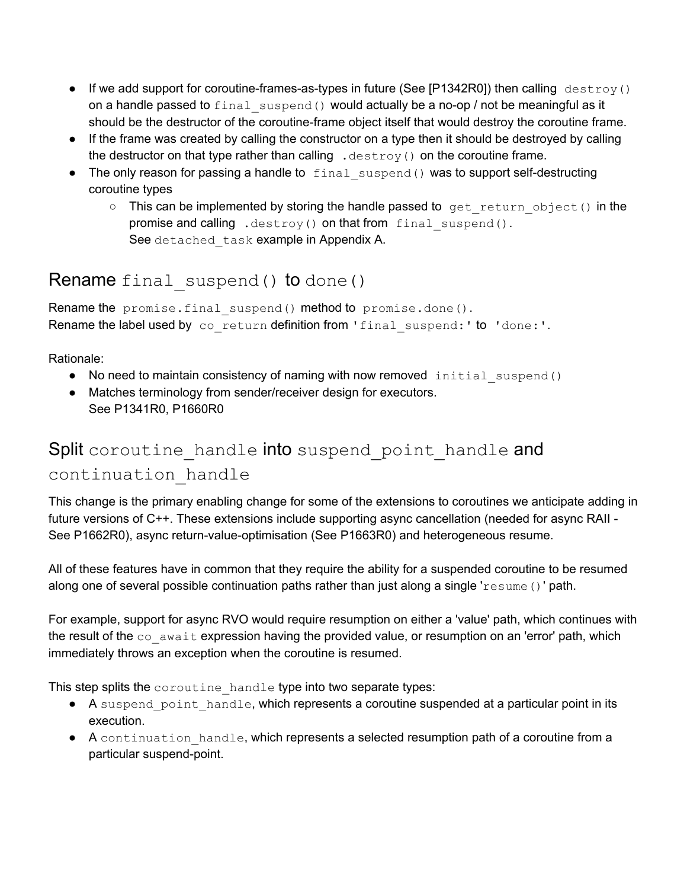- If we add support for coroutine-frames-as-types in future (See [P1342R0]) then calling `destroy()` on a handle passed to `final_suspend()` would actually be a no-op / not be meaningful as it should be the destructor of the coroutine-frame object itself that would destroy the coroutine frame.
- If the frame was created by calling the constructor on a type then it should be destroyed by calling the destructor on that type rather than calling `.destroy()` on the coroutine frame.
- The only reason for passing a handle to `final_suspend()` was to support self-destructing coroutine types
  - This can be implemented by storing the handle passed to `get_return_object()` in the promise and calling `.destroy()` on that from `final_suspend()`.
    See `detached_task` example in Appendix A.

## Rename `final_suspend()` to `done()`

Rename the `promise.final_suspend()` method to `promise.done()`.
Rename the label used by `co_return` definition from `'final_suspend:'` to `'done:'`.

Rationale:

- No need to maintain consistency of naming with now removed `initial_suspend()`
- Matches terminology from sender/receiver design for executors.
  See P1341R0, P1660R0

## Split `coroutine_handle` into `suspend_point_handle` and `continuation_handle`

This change is the primary enabling change for some of the extensions to coroutines we anticipate adding in future versions of C++. These extensions include supporting async cancellation (needed for async RAII - See P1662R0), async return-value-optimisation (See P1663R0) and heterogeneous resume.

All of these features have in common that they require the ability for a suspended coroutine to be resumed along one of several possible continuation paths rather than just along a single '`resume()`' path.

For example, support for async RVO would require resumption on either a 'value' path, which continues with the result of the `co_await` expression having the provided value, or resumption on an 'error' path, which immediately throws an exception when the coroutine is resumed.

This step splits the `coroutine_handle` type into two separate types:

- A `suspend_point_handle`, which represents a coroutine suspended at a particular point in its execution.
- A `continuation_handle`, which represents a selected resumption path of a coroutine from a particular suspend-point.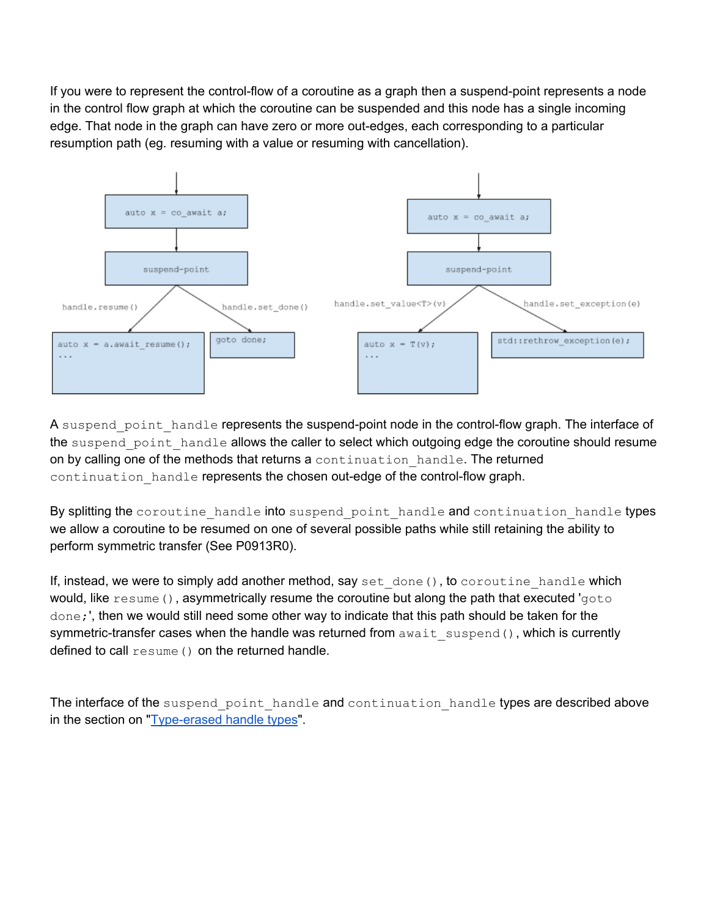If you were to represent the control-flow of a coroutine as a graph then a suspend-point represents a node in the control flow graph at which the coroutine can be suspended and this node has a single incoming edge. That node in the graph can have zero or more out-edges, each corresponding to a particular resumption path (eg. resuming with a value or resuming with cancellation).

A `suspend_point_handle` represents the suspend-point node in the control-flow graph. The interface of the `suspend_point_handle` allows the caller to select which outgoing edge the coroutine should resume on by calling one of the methods that returns a `continuation_handle`. The returned `continuation_handle` represents the chosen out-edge of the control-flow graph.

By splitting the `coroutine_handle` into `suspend_point_handle` and `continuation_handle` types we allow a coroutine to be resumed on one of several possible paths while still retaining the ability to perform symmetric transfer (See P0913R0).

If, instead, we were to simply add another method, say `set_done()`, to `coroutine_handle` which would, like `resume()`, asymmetrically resume the coroutine but along the path that executed '`goto done;`', then we would still need some other way to indicate that this path should be taken for the symmetric-transfer cases when the handle was returned from `await_suspend()`, which is currently defined to call `resume()` on the returned handle.

The interface of the `suspend_point_handle` and `continuation_handle` types are described above in the section on "Type-erased handle types".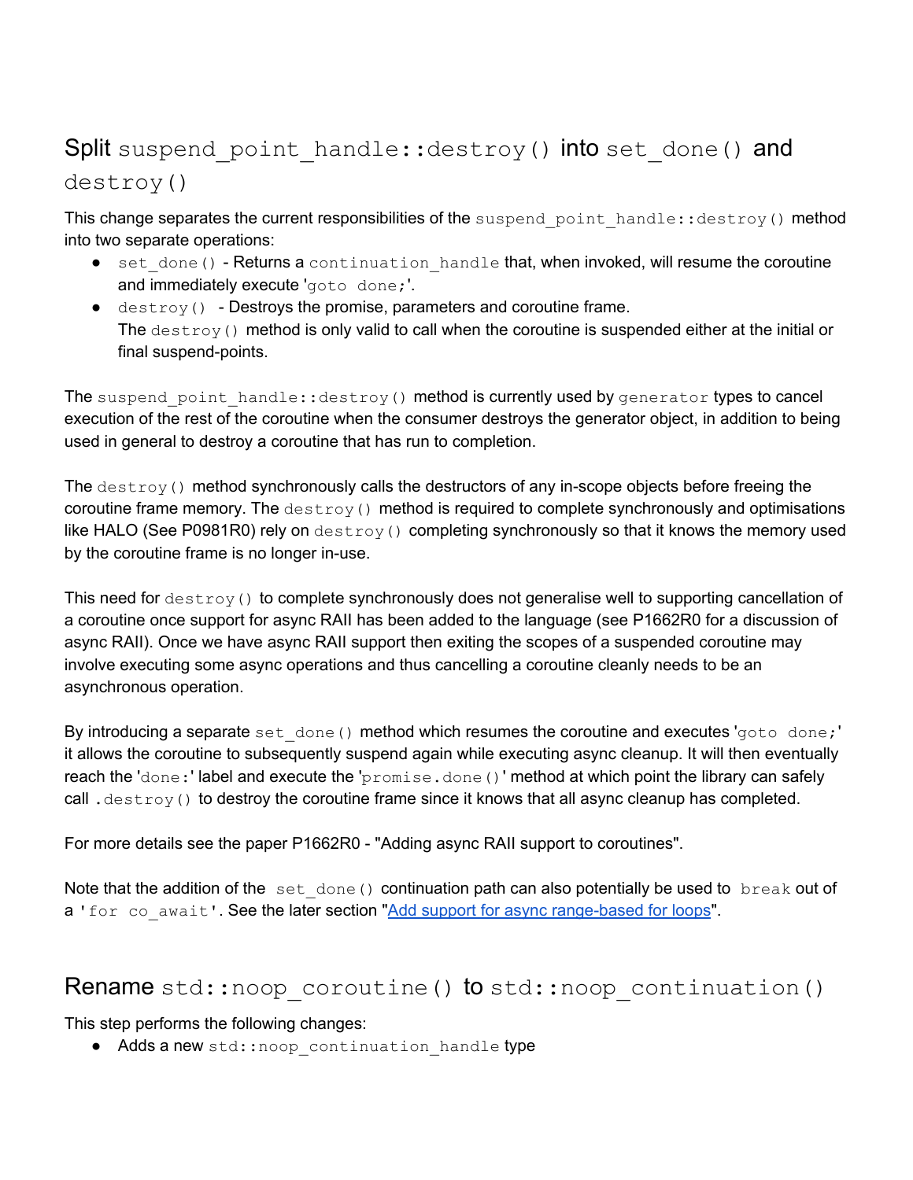## Split `suspend_point_handle::destroy()` into `set_done()` and `destroy()`

This change separates the current responsibilities of the `suspend_point_handle::destroy()` method into two separate operations:

- `set_done()` - Returns a `continuation_handle` that, when invoked, will resume the coroutine and immediately execute '`goto done;`'.
- `destroy()` - Destroys the promise, parameters and coroutine frame.
  The `destroy()` method is only valid to call when the coroutine is suspended either at the initial or final suspend-points.

The `suspend_point_handle::destroy()` method is currently used by `generator` types to cancel execution of the rest of the coroutine when the consumer destroys the generator object, in addition to being used in general to destroy a coroutine that has run to completion.

The `destroy()` method synchronously calls the destructors of any in-scope objects before freeing the coroutine frame memory. The `destroy()` method is required to complete synchronously and optimisations like HALO (See P0981R0) rely on `destroy()` completing synchronously so that it knows the memory used by the coroutine frame is no longer in-use.

This need for `destroy()` to complete synchronously does not generalise well to supporting cancellation of a coroutine once support for async RAII has been added to the language (see P1662R0 for a discussion of async RAII). Once we have async RAII support then exiting the scopes of a suspended coroutine may involve executing some async operations and thus cancelling a coroutine cleanly needs to be an asynchronous operation.

By introducing a separate `set_done()` method which resumes the coroutine and executes '`goto done;`' it allows the coroutine to subsequently suspend again while executing async cleanup. It will then eventually reach the '`done:`' label and execute the '`promise.done()`' method at which point the library can safely call `.destroy()` to destroy the coroutine frame since it knows that all async cleanup has completed.

For more details see the paper P1662R0 - "Adding async RAII support to coroutines".

Note that the addition of the `set_done()` continuation path can also potentially be used to `break` out of a '`for co_await`'. See the later section "Add support for async range-based for loops".

## Rename `std::noop_coroutine()` to `std::noop_continuation()`

This step performs the following changes:

- Adds a new `std::noop_continuation_handle` type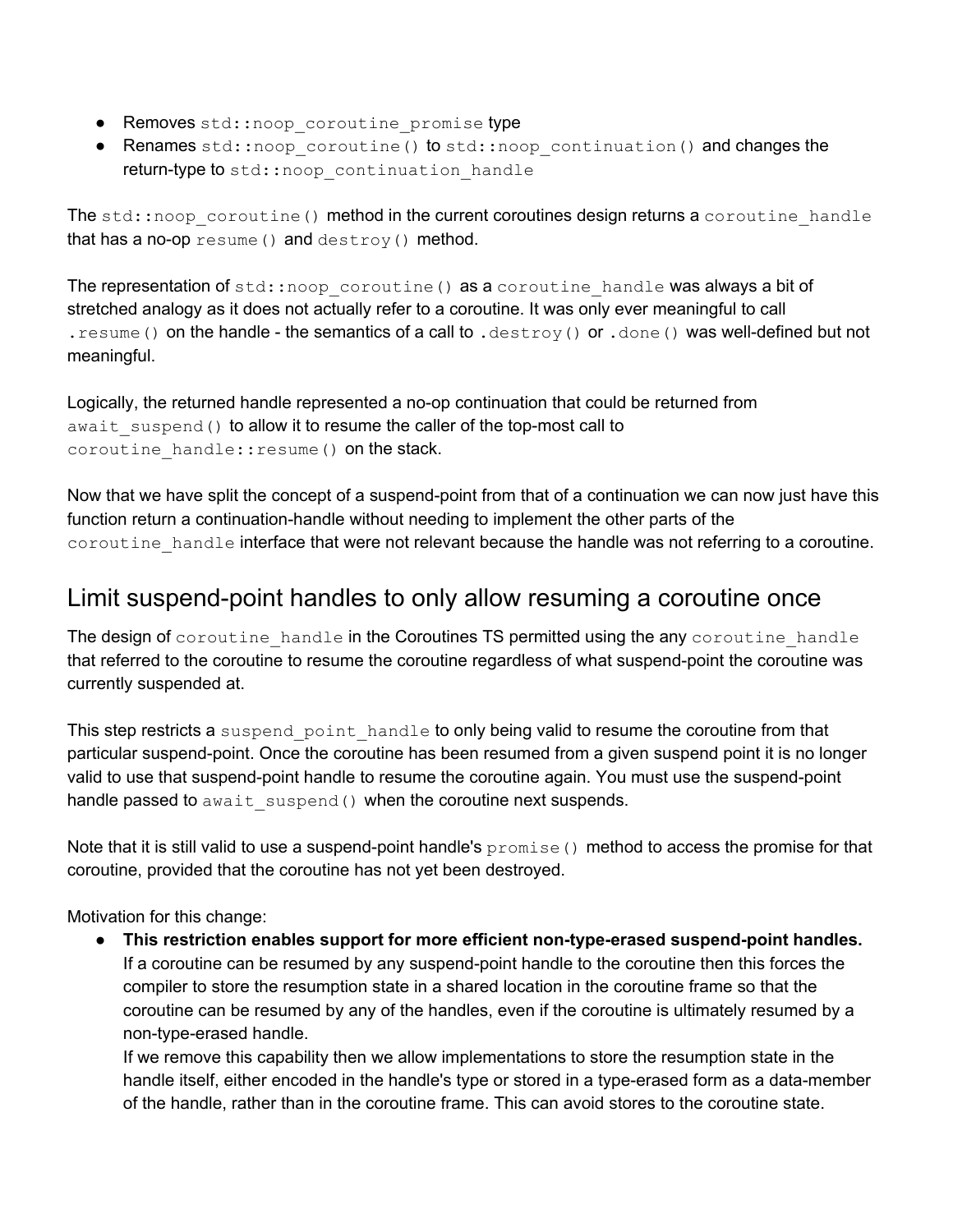- Removes `std::noop_coroutine_promise` type
- Renames `std::noop_coroutine()` to `std::noop_continuation()` and changes the return-type to `std::noop_continuation_handle`

The `std::noop_coroutine()` method in the current coroutines design returns a `coroutine_handle` that has a no-op `resume()` and `destroy()` method.

The representation of `std::noop_coroutine()` as a `coroutine_handle` was always a bit of stretched analogy as it does not actually refer to a coroutine. It was only ever meaningful to call `.resume()` on the handle - the semantics of a call to `.destroy()` or `.done()` was well-defined but not meaningful.

Logically, the returned handle represented a no-op continuation that could be returned from `await_suspend()` to allow it to resume the caller of the top-most call to `coroutine_handle::resume()` on the stack.

Now that we have split the concept of a suspend-point from that of a continuation we can now just have this function return a continuation-handle without needing to implement the other parts of the `coroutine_handle` interface that were not relevant because the handle was not referring to a coroutine.

## Limit suspend-point handles to only allow resuming a coroutine once

The design of `coroutine_handle` in the Coroutines TS permitted using the any `coroutine_handle` that referred to the coroutine to resume the coroutine regardless of what suspend-point the coroutine was currently suspended at.

This step restricts a `suspend_point_handle` to only being valid to resume the coroutine from that particular suspend-point. Once the coroutine has been resumed from a given suspend point it is no longer valid to use that suspend-point handle to resume the coroutine again. You must use the suspend-point handle passed to `await_suspend()` when the coroutine next suspends.

Note that it is still valid to use a suspend-point handle's `promise()` method to access the promise for that coroutine, provided that the coroutine has not yet been destroyed.

Motivation for this change:

- **This restriction enables support for more efficient non-type-erased suspend-point handles.** If a coroutine can be resumed by any suspend-point handle to the coroutine then this forces the compiler to store the resumption state in a shared location in the coroutine frame so that the coroutine can be resumed by any of the handles, even if the coroutine is ultimately resumed by a non-type-erased handle.
  If we remove this capability then we allow implementations to store the resumption state in the handle itself, either encoded in the handle's type or stored in a type-erased form as a data-member of the handle, rather than in the coroutine frame. This can avoid stores to the coroutine state.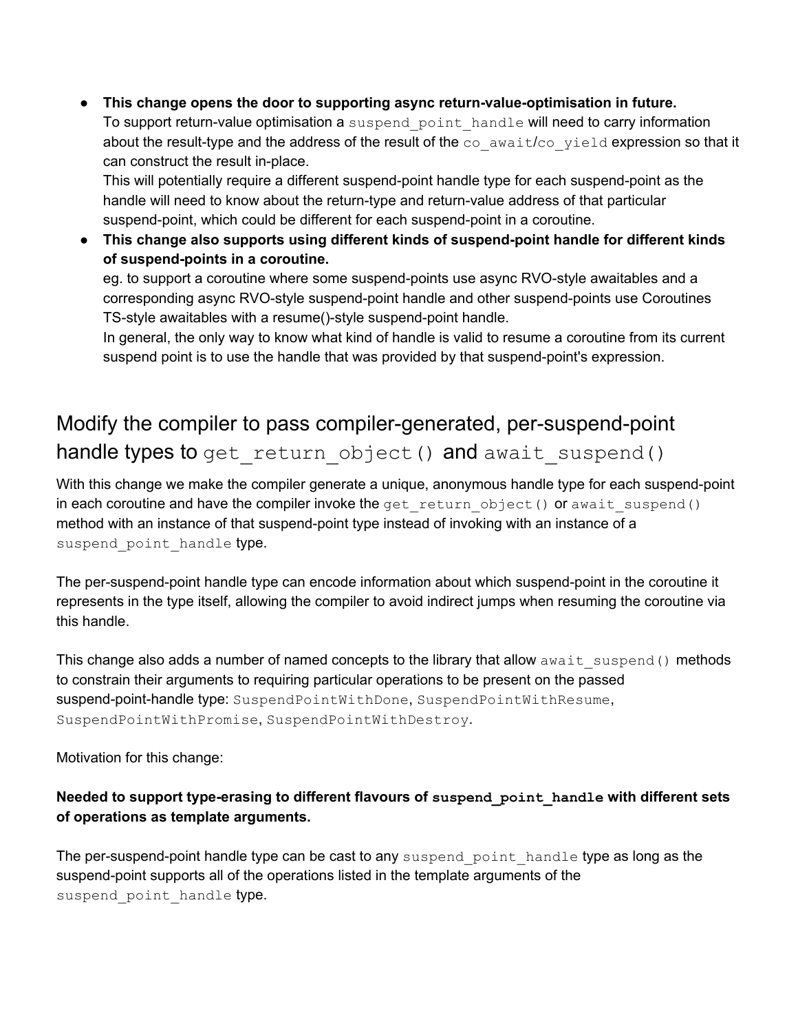- **This change opens the door to supporting async return-value-optimisation in future.**
  To support return-value optimisation a `suspend_point_handle` will need to carry information about the result-type and the address of the result of the `co_await`/`co_yield` expression so that it can construct the result in-place.
  This will potentially require a different suspend-point handle type for each suspend-point as the handle will need to know about the return-type and return-value address of that particular suspend-point, which could be different for each suspend-point in a coroutine.
- **This change also supports using different kinds of suspend-point handle for different kinds of suspend-points in a coroutine.**
  eg. to support a coroutine where some suspend-points use async RVO-style awaitables and a corresponding async RVO-style suspend-point handle and other suspend-points use Coroutines TS-style awaitables with a resume()-style suspend-point handle.
  In general, the only way to know what kind of handle is valid to resume a coroutine from its current suspend point is to use the handle that was provided by that suspend-point's expression.

## Modify the compiler to pass compiler-generated, per-suspend-point handle types to `get_return_object()` and `await_suspend()`

With this change we make the compiler generate a unique, anonymous handle type for each suspend-point in each coroutine and have the compiler invoke the `get_return_object()` or `await_suspend()` method with an instance of that suspend-point type instead of invoking with an instance of a `suspend_point_handle` type.

The per-suspend-point handle type can encode information about which suspend-point in the coroutine it represents in the type itself, allowing the compiler to avoid indirect jumps when resuming the coroutine via this handle.

This change also adds a number of named concepts to the library that allow `await_suspend()` methods to constrain their arguments to requiring particular operations to be present on the passed suspend-point-handle type: `SuspendPointWithDone`, `SuspendPointWithResume`, `SuspendPointWithPromise`, `SuspendPointWithDestroy`.

Motivation for this change:

**Needed to support type-erasing to different flavours of `suspend_point_handle` with different sets of operations as template arguments.**

The per-suspend-point handle type can be cast to any `suspend_point_handle` type as long as the suspend-point supports all of the operations listed in the template arguments of the `suspend_point_handle` type.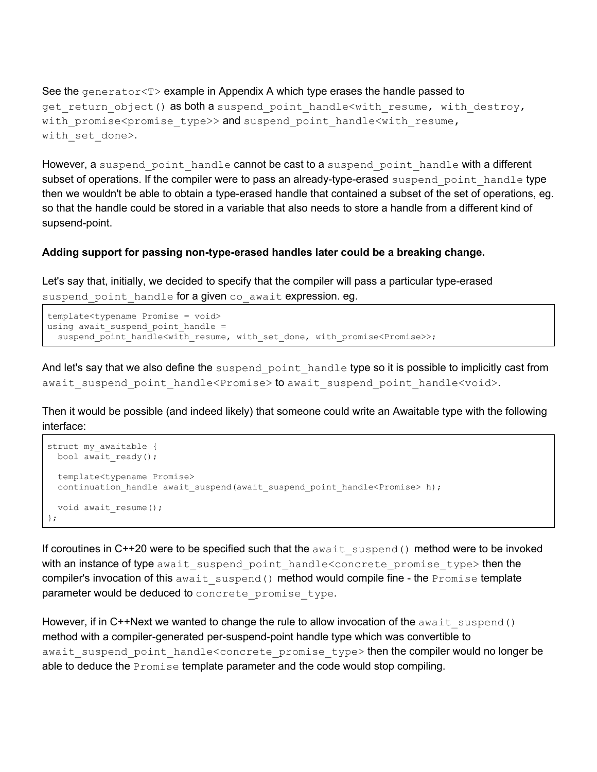See the `generator<T>` example in Appendix A which type erases the handle passed to `get_return_object()` as both a `suspend_point_handle<with_resume, with_destroy, with_promise<promise_type>>` and `suspend_point_handle<with_resume, with_set_done>`.

However, a `suspend_point_handle` cannot be cast to a `suspend_point_handle` with a different subset of operations. If the compiler were to pass an already-type-erased `suspend_point_handle` type then we wouldn't be able to obtain a type-erased handle that contained a subset of the set of operations, eg. so that the handle could be stored in a variable that also needs to store a handle from a different kind of supsend-point.

**Adding support for passing non-type-erased handles later could be a breaking change.**

Let's say that, initially, we decided to specify that the compiler will pass a particular type-erased `suspend_point_handle` for a given `co_await` expression. eg.

```
template<typename Promise = void>
using await_suspend_point_handle =
  suspend_point_handle<with_resume, with_set_done, with_promise<Promise>>;
```

And let's say that we also define the `suspend_point_handle` type so it is possible to implicitly cast from `await_suspend_point_handle<Promise>` to `await_suspend_point_handle<void>`.

Then it would be possible (and indeed likely) that someone could write an Awaitable type with the following interface:

```
struct my_awaitable {
  bool await_ready();

  template<typename Promise>
  continuation_handle await_suspend(await_suspend_point_handle<Promise> h);

  void await_resume();
};
```

If coroutines in C++20 were to be specified such that the `await_suspend()` method were to be invoked with an instance of type `await_suspend_point_handle<concrete_promise_type>` then the compiler's invocation of this `await_suspend()` method would compile fine - the `Promise` template parameter would be deduced to `concrete_promise_type`.

However, if in C++Next we wanted to change the rule to allow invocation of the `await_suspend()` method with a compiler-generated per-suspend-point handle type which was convertible to `await_suspend_point_handle<concrete_promise_type>` then the compiler would no longer be able to deduce the `Promise` template parameter and the code would stop compiling.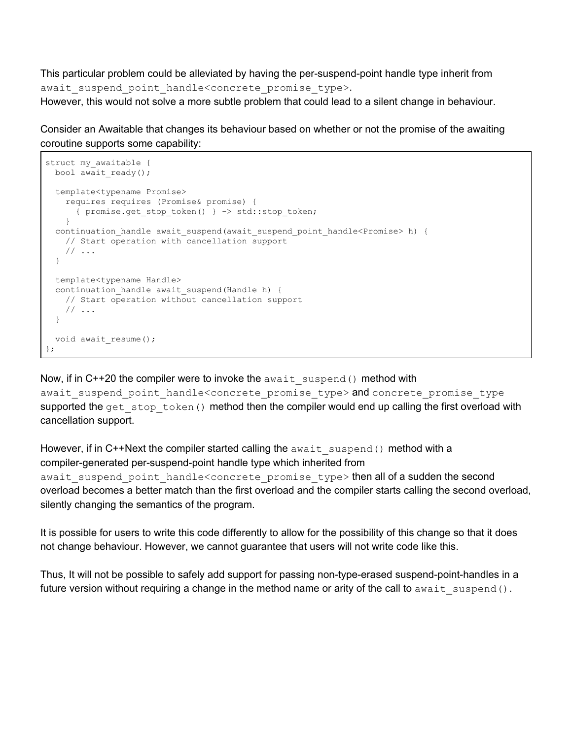This particular problem could be alleviated by having the per-suspend-point handle type inherit from `await_suspend_point_handle<concrete_promise_type>`.
However, this would not solve a more subtle problem that could lead to a silent change in behaviour.

Consider an Awaitable that changes its behaviour based on whether or not the promise of the awaiting coroutine supports some capability:

```
struct my_awaitable {
  bool await_ready();

  template<typename Promise>
    requires requires (Promise& promise) {
      { promise.get_stop_token() } -> std::stop_token;
    }
  continuation_handle await_suspend(await_suspend_point_handle<Promise> h) {
    // Start operation with cancellation support
    // ...
  }

  template<typename Handle>
  continuation_handle await_suspend(Handle h) {
    // Start operation without cancellation support
    // ...
  }

  void await_resume();
};
```

Now, if in C++20 the compiler were to invoke the `await_suspend()` method with `await_suspend_point_handle<concrete_promise_type>` and `concrete_promise_type` supported the `get_stop_token()` method then the compiler would end up calling the first overload with cancellation support.

However, if in C++Next the compiler started calling the `await_suspend()` method with a compiler-generated per-suspend-point handle type which inherited from `await_suspend_point_handle<concrete_promise_type>` then all of a sudden the second overload becomes a better match than the first overload and the compiler starts calling the second overload, silently changing the semantics of the program.

It is possible for users to write this code differently to allow for the possibility of this change so that it does not change behaviour. However, we cannot guarantee that users will not write code like this.

Thus, It will not be possible to safely add support for passing non-type-erased suspend-point-handles in a future version without requiring a change in the method name or arity of the call to `await_suspend()`.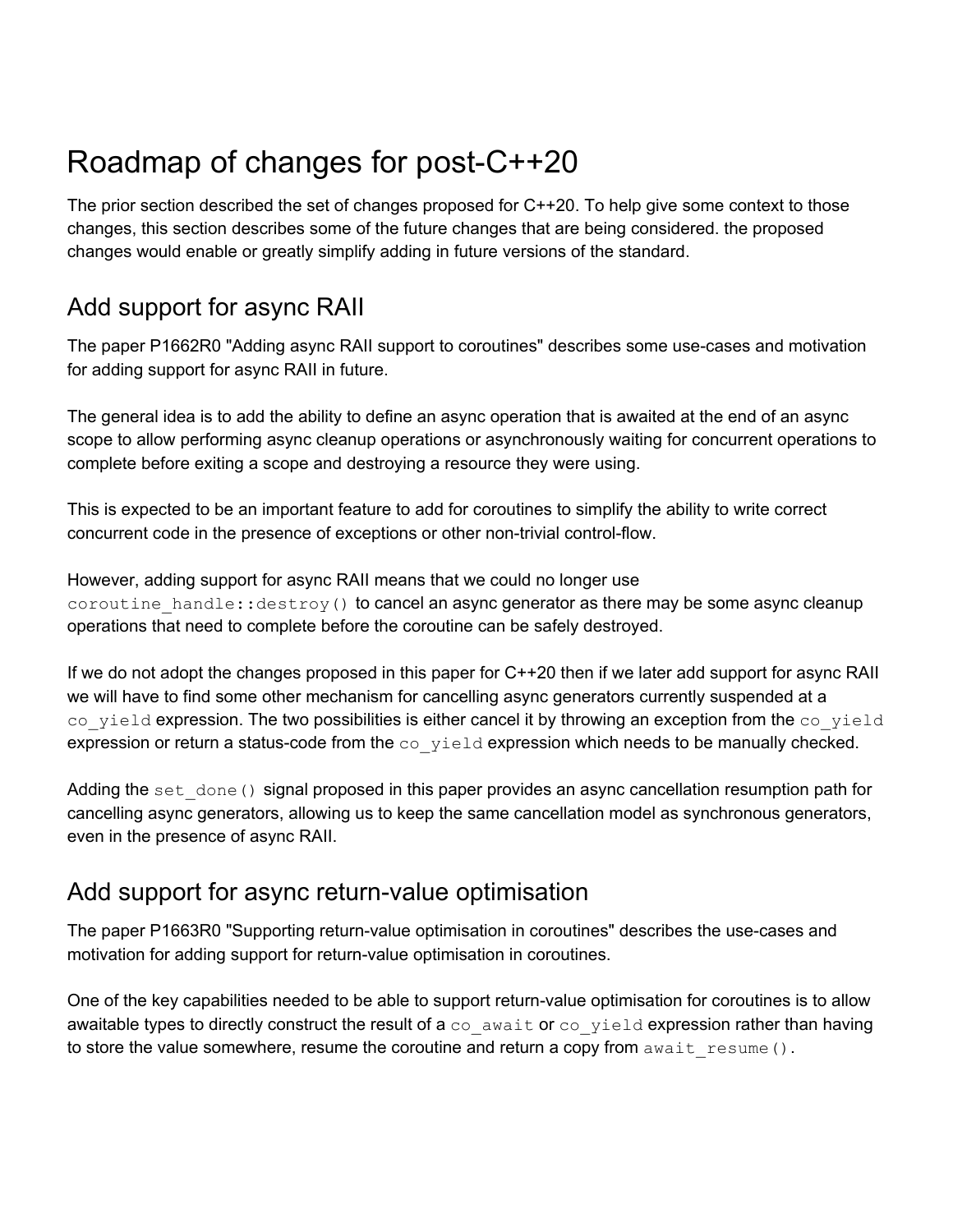# Roadmap of changes for post-C++20

The prior section described the set of changes proposed for C++20. To help give some context to those changes, this section describes some of the future changes that are being considered. the proposed changes would enable or greatly simplify adding in future versions of the standard.

## Add support for async RAII

The paper P1662R0 "Adding async RAII support to coroutines" describes some use-cases and motivation for adding support for async RAII in future.

The general idea is to add the ability to define an async operation that is awaited at the end of an async scope to allow performing async cleanup operations or asynchronously waiting for concurrent operations to complete before exiting a scope and destroying a resource they were using.

This is expected to be an important feature to add for coroutines to simplify the ability to write correct concurrent code in the presence of exceptions or other non-trivial control-flow.

However, adding support for async RAII means that we could no longer use `coroutine_handle::destroy()` to cancel an async generator as there may be some async cleanup operations that need to complete before the coroutine can be safely destroyed.

If we do not adopt the changes proposed in this paper for C++20 then if we later add support for async RAII we will have to find some other mechanism for cancelling async generators currently suspended at a `co_yield` expression. The two possibilities is either cancel it by throwing an exception from the `co_yield` expression or return a status-code from the `co_yield` expression which needs to be manually checked.

Adding the `set_done()` signal proposed in this paper provides an async cancellation resumption path for cancelling async generators, allowing us to keep the same cancellation model as synchronous generators, even in the presence of async RAII.

## Add support for async return-value optimisation

The paper P1663R0 "Supporting return-value optimisation in coroutines" describes the use-cases and motivation for adding support for return-value optimisation in coroutines.

One of the key capabilities needed to be able to support return-value optimisation for coroutines is to allow awaitable types to directly construct the result of a `co_await` or `co_yield` expression rather than having to store the value somewhere, resume the coroutine and return a copy from `await_resume()`.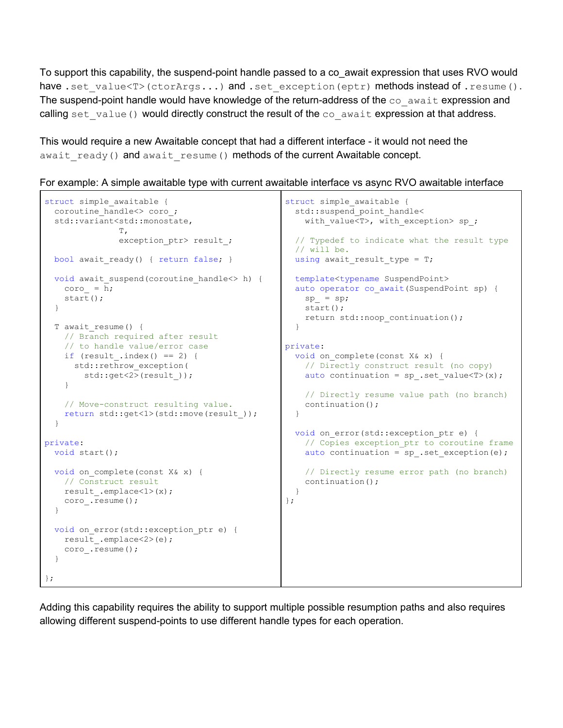To support this capability, the suspend-point handle passed to a co_await expression that uses RVO would have `.set_value<T>(ctorArgs...)` and `.set_exception(eptr)` methods instead of `.resume()`. The suspend-point handle would have knowledge of the return-address of the `co_await` expression and calling `set_value()` would directly construct the result of the `co_await` expression at that address.

This would require a new Awaitable concept that had a different interface - it would not need the `await_ready()` and `await_resume()` methods of the current Awaitable concept.

For example: A simple awaitable type with current awaitable interface vs async RVO awaitable interface

```
struct simple_awaitable {
  coroutine_handle<> coro_;
  std::variant<std::monostate,
               T,
               exception_ptr> result_;

  bool await_ready() { return false; }

  void await_suspend(coroutine_handle<> h) {
    coro_ = h;
    start();
  }

  T await_resume() {
    // Branch required after result
    // to handle value/error case
    if (result_.index() == 2) {
      std::rethrow_exception(
        std::get<2>(result_));
    }

    // Move-construct resulting value.
    return std::get<1>(std::move(result_));
  }

private:
  void start();

  void on_complete(const X& x) {
    // Construct result
    result_.emplace<1>(x);
    coro_.resume();
  }

  void on_error(std::exception_ptr e) {
    result_.emplace<2>(e);
    coro_.resume();
  }

};
```

```
struct simple_awaitable {
  std::suspend_point_handle<
    with_value<T>, with_exception> sp_;

  // Typedef to indicate what the result type
  // will be.
  using await_result_type = T;

  template<typename SuspendPoint>
  auto operator co_await(SuspendPoint sp) {
    sp_ = sp;
    start();
    return std::noop_continuation();
  }

private:
  void on_complete(const X& x) {
    // Directly construct result (no copy)
    auto continuation = sp_.set_value<T>(x);

    // Directly resume value path (no branch)
    continuation();
  }

  void on_error(std::exception_ptr e) {
    // Copies exception_ptr to coroutine frame
    auto continuation = sp_.set_exception(e);

    // Directly resume error path (no branch)
    continuation();
  }
};
```

Adding this capability requires the ability to support multiple possible resumption paths and also requires allowing different suspend-points to use different handle types for each operation.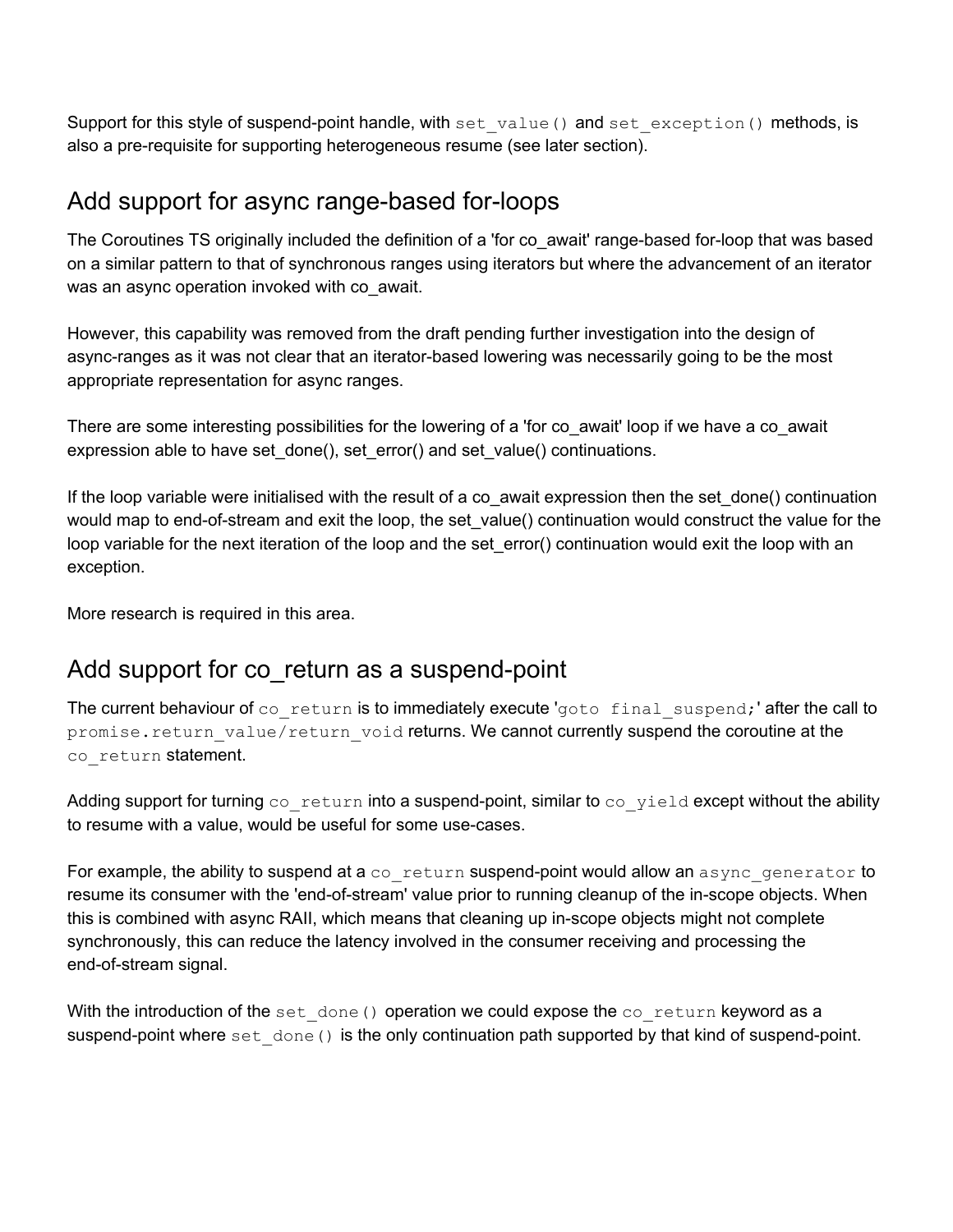Support for this style of suspend-point handle, with `set_value()` and `set_exception()` methods, is also a pre-requisite for supporting heterogeneous resume (see later section).

## Add support for async range-based for-loops

The Coroutines TS originally included the definition of a 'for co_await' range-based for-loop that was based on a similar pattern to that of synchronous ranges using iterators but where the advancement of an iterator was an async operation invoked with co_await.

However, this capability was removed from the draft pending further investigation into the design of async-ranges as it was not clear that an iterator-based lowering was necessarily going to be the most appropriate representation for async ranges.

There are some interesting possibilities for the lowering of a 'for co_await' loop if we have a co_await expression able to have set_done(), set_error() and set_value() continuations.

If the loop variable were initialised with the result of a co_await expression then the set_done() continuation would map to end-of-stream and exit the loop, the set_value() continuation would construct the value for the loop variable for the next iteration of the loop and the set_error() continuation would exit the loop with an exception.

More research is required in this area.

## Add support for co_return as a suspend-point

The current behaviour of `co_return` is to immediately execute '`goto final_suspend;`' after the call to `promise.return_value/return_void` returns. We cannot currently suspend the coroutine at the `co_return` statement.

Adding support for turning `co_return` into a suspend-point, similar to `co_yield` except without the ability to resume with a value, would be useful for some use-cases.

For example, the ability to suspend at a `co_return` suspend-point would allow an `async_generator` to resume its consumer with the 'end-of-stream' value prior to running cleanup of the in-scope objects. When this is combined with async RAII, which means that cleaning up in-scope objects might not complete synchronously, this can reduce the latency involved in the consumer receiving and processing the end-of-stream signal.

With the introduction of the `set_done()` operation we could expose the `co_return` keyword as a suspend-point where `set_done()` is the only continuation path supported by that kind of suspend-point.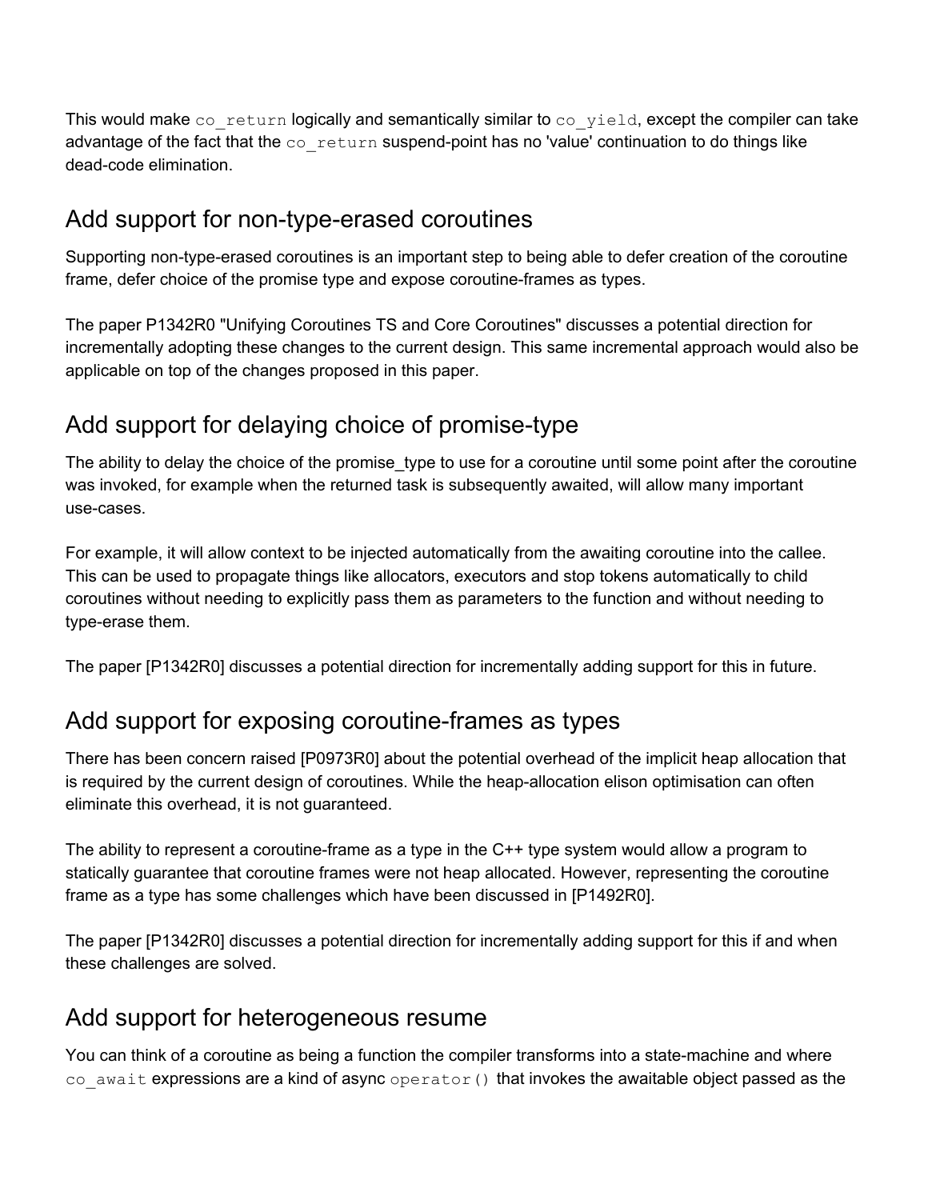This would make `co_return` logically and semantically similar to `co_yield`, except the compiler can take advantage of the fact that the `co_return` suspend-point has no 'value' continuation to do things like dead-code elimination.

## Add support for non-type-erased coroutines

Supporting non-type-erased coroutines is an important step to being able to defer creation of the coroutine frame, defer choice of the promise type and expose coroutine-frames as types.

The paper P1342R0 "Unifying Coroutines TS and Core Coroutines" discusses a potential direction for incrementally adopting these changes to the current design. This same incremental approach would also be applicable on top of the changes proposed in this paper.

## Add support for delaying choice of promise-type

The ability to delay the choice of the promise_type to use for a coroutine until some point after the coroutine was invoked, for example when the returned task is subsequently awaited, will allow many important use-cases.

For example, it will allow context to be injected automatically from the awaiting coroutine into the callee. This can be used to propagate things like allocators, executors and stop tokens automatically to child coroutines without needing to explicitly pass them as parameters to the function and without needing to type-erase them.

The paper [P1342R0] discusses a potential direction for incrementally adding support for this in future.

## Add support for exposing coroutine-frames as types

There has been concern raised [P0973R0] about the potential overhead of the implicit heap allocation that is required by the current design of coroutines. While the heap-allocation elison optimisation can often eliminate this overhead, it is not guaranteed.

The ability to represent a coroutine-frame as a type in the C++ type system would allow a program to statically guarantee that coroutine frames were not heap allocated. However, representing the coroutine frame as a type has some challenges which have been discussed in [P1492R0].

The paper [P1342R0] discusses a potential direction for incrementally adding support for this if and when these challenges are solved.

## Add support for heterogeneous resume

You can think of a coroutine as being a function the compiler transforms into a state-machine and where `co_await` expressions are a kind of async `operator()` that invokes the awaitable object passed as the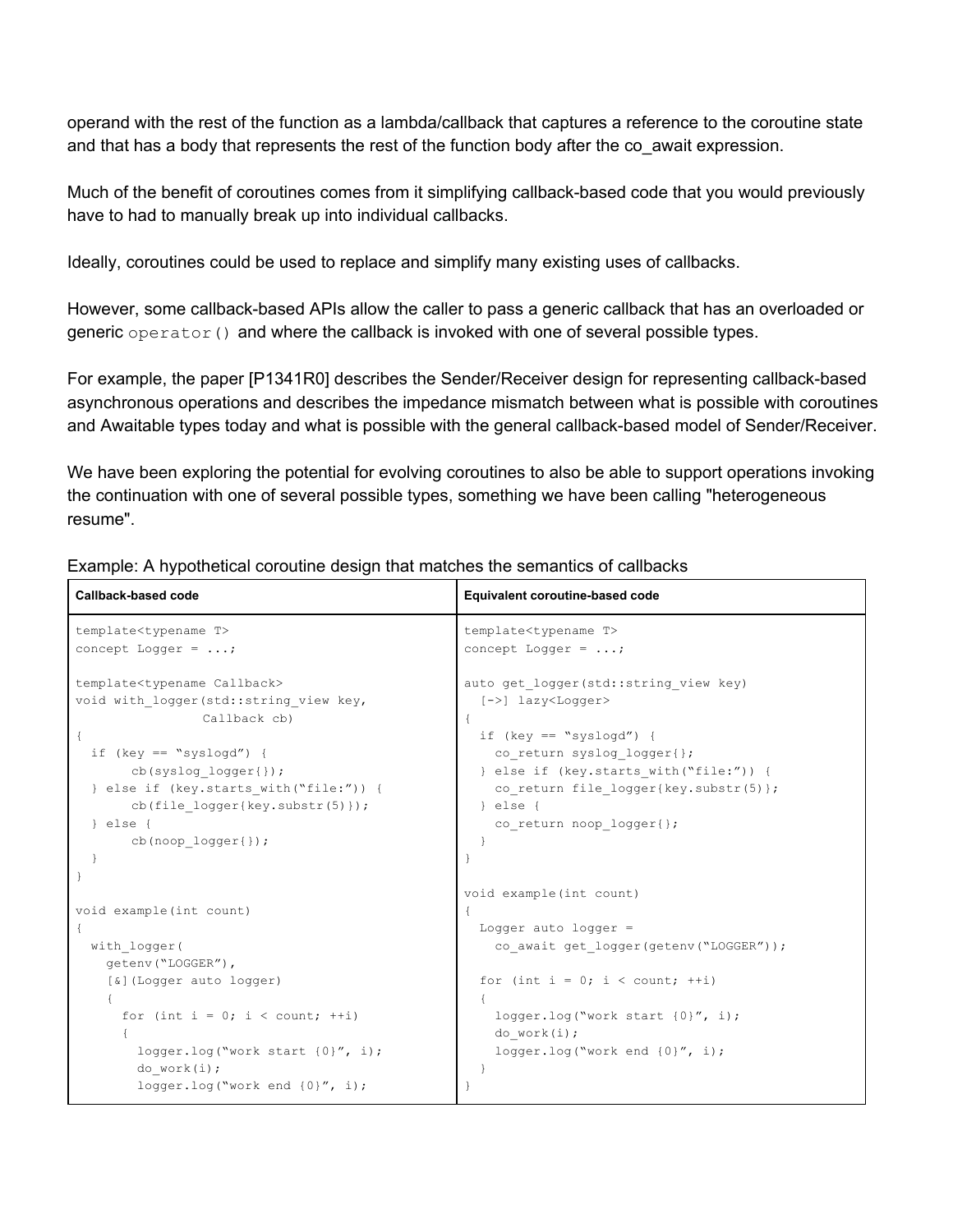operand with the rest of the function as a lambda/callback that captures a reference to the coroutine state and that has a body that represents the rest of the function body after the co_await expression.

Much of the benefit of coroutines comes from it simplifying callback-based code that you would previously have to had to manually break up into individual callbacks.

Ideally, coroutines could be used to replace and simplify many existing uses of callbacks.

However, some callback-based APIs allow the caller to pass a generic callback that has an overloaded or generic `operator()` and where the callback is invoked with one of several possible types.

For example, the paper [P1341R0] describes the Sender/Receiver design for representing callback-based asynchronous operations and describes the impedance mismatch between what is possible with coroutines and Awaitable types today and what is possible with the general callback-based model of Sender/Receiver.

We have been exploring the potential for evolving coroutines to also be able to support operations invoking the continuation with one of several possible types, something we have been calling "heterogeneous resume".

Example: A hypothetical coroutine design that matches the semantics of callbacks

**Callback-based code**

```
template<typename T>
concept Logger = ...;

template<typename Callback>
void with_logger(std::string_view key,
                 Callback cb)
{
  if (key == "syslogd") {
       cb(syslog_logger{});
  } else if (key.starts_with("file:")) {
       cb(file_logger{key.substr(5)});
  } else {
       cb(noop_logger{});
  }
}

void example(int count)
{
  with_logger(
    getenv("LOGGER"),
    [&](Logger auto logger)
    {
      for (int i = 0; i < count; ++i)
      {
        logger.log("work start {0}", i);
        do_work(i);
        logger.log("work end {0}", i);
```

**Equivalent coroutine-based code**

```
template<typename T>
concept Logger = ...;

auto get_logger(std::string_view key)
  [->] lazy<Logger>
{
  if (key == "syslogd") {
    co_return syslog_logger{};
  } else if (key.starts_with("file:")) {
    co_return file_logger{key.substr(5)};
  } else {
    co_return noop_logger{};
  }
}

void example(int count)
{
  Logger auto logger =
    co_await get_logger(getenv("LOGGER"));

  for (int i = 0; i < count; ++i)
  {
    logger.log("work start {0}", i);
    do_work(i);
    logger.log("work end {0}", i);
  }
}
```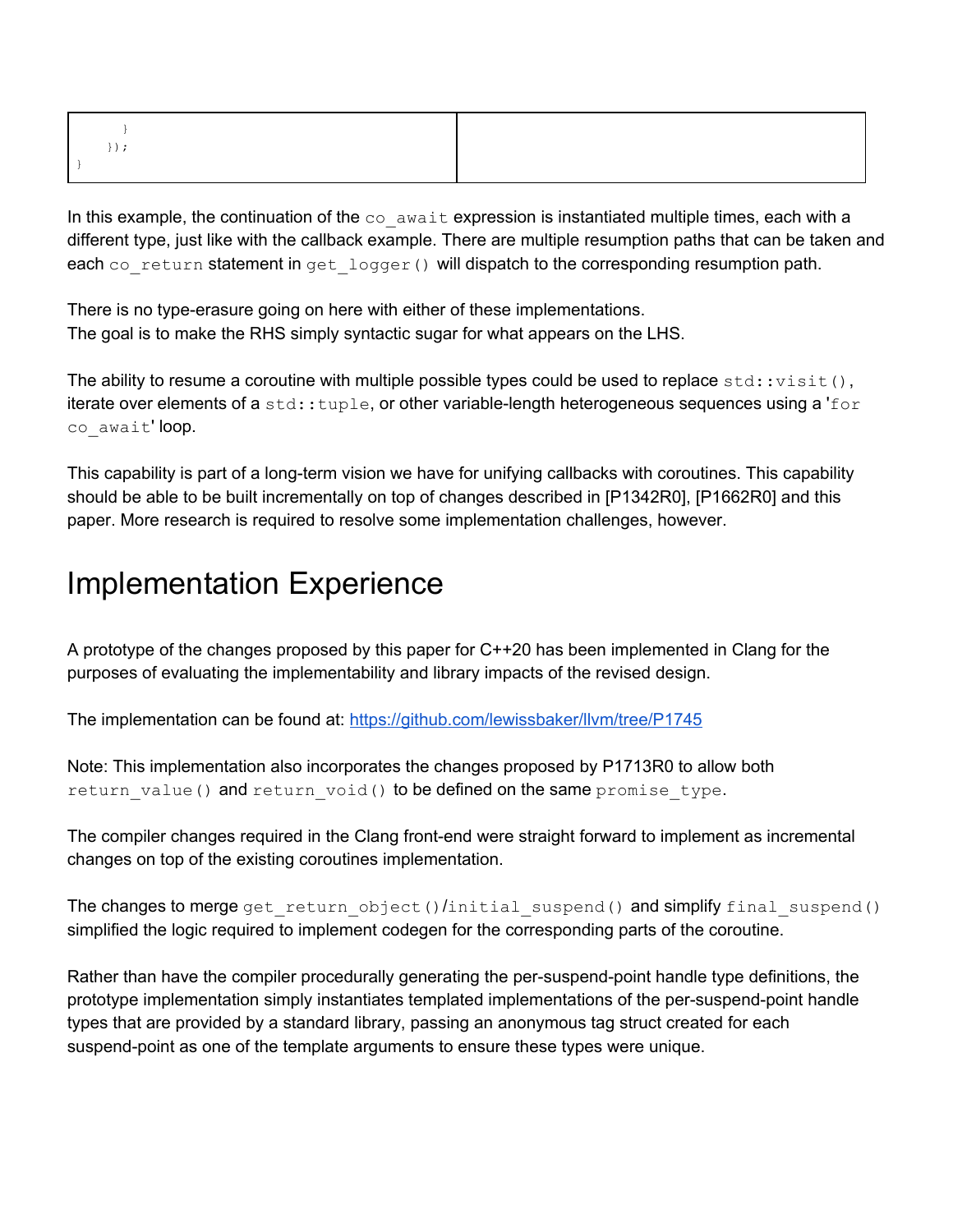| ```
    }
  });
}
``` | |
|---|---|

In this example, the continuation of the `co_await` expression is instantiated multiple times, each with a different type, just like with the callback example. There are multiple resumption paths that can be taken and each `co_return` statement in `get_logger()` will dispatch to the corresponding resumption path.

There is no type-erasure going on here with either of these implementations.
The goal is to make the RHS simply syntactic sugar for what appears on the LHS.

The ability to resume a coroutine with multiple possible types could be used to replace `std::visit()`, iterate over elements of a `std::tuple`, or other variable-length heterogeneous sequences using a '`for co_await`' loop.

This capability is part of a long-term vision we have for unifying callbacks with coroutines. This capability should be able to be built incrementally on top of changes described in [P1342R0], [P1662R0] and this paper. More research is required to resolve some implementation challenges, however.

# Implementation Experience

A prototype of the changes proposed by this paper for C++20 has been implemented in Clang for the purposes of evaluating the implementability and library impacts of the revised design.

The implementation can be found at: https://github.com/lewissbaker/llvm/tree/P1745

Note: This implementation also incorporates the changes proposed by P1713R0 to allow both `return_value()` and `return_void()` to be defined on the same `promise_type`.

The compiler changes required in the Clang front-end were straight forward to implement as incremental changes on top of the existing coroutines implementation.

The changes to merge `get_return_object()`/`initial_suspend()` and simplify `final_suspend()` simplified the logic required to implement codegen for the corresponding parts of the coroutine.

Rather than have the compiler procedurally generating the per-suspend-point handle type definitions, the prototype implementation simply instantiates templated implementations of the per-suspend-point handle types that are provided by a standard library, passing an anonymous tag struct created for each suspend-point as one of the template arguments to ensure these types were unique.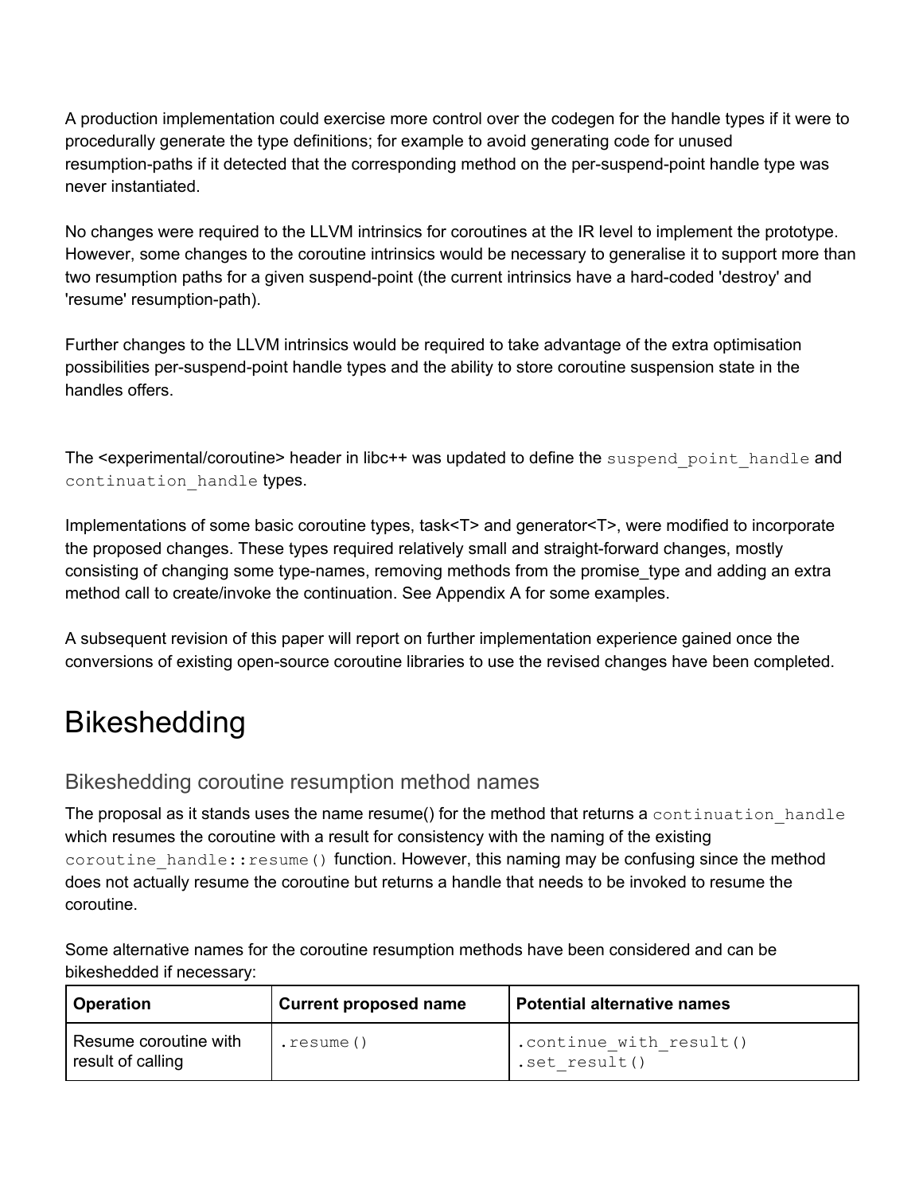A production implementation could exercise more control over the codegen for the handle types if it were to procedurally generate the type definitions; for example to avoid generating code for unused resumption-paths if it detected that the corresponding method on the per-suspend-point handle type was never instantiated.

No changes were required to the LLVM intrinsics for coroutines at the IR level to implement the prototype. However, some changes to the coroutine intrinsics would be necessary to generalise it to support more than two resumption paths for a given suspend-point (the current intrinsics have a hard-coded 'destroy' and 'resume' resumption-path).

Further changes to the LLVM intrinsics would be required to take advantage of the extra optimisation possibilities per-suspend-point handle types and the ability to store coroutine suspension state in the handles offers.

The <experimental/coroutine> header in libc++ was updated to define the `suspend_point_handle` and `continuation_handle` types.

Implementations of some basic coroutine types, task<T> and generator<T>, were modified to incorporate the proposed changes. These types required relatively small and straight-forward changes, mostly consisting of changing some type-names, removing methods from the promise_type and adding an extra method call to create/invoke the continuation. See Appendix A for some examples.

A subsequent revision of this paper will report on further implementation experience gained once the conversions of existing open-source coroutine libraries to use the revised changes have been completed.

# Bikeshedding

## Bikeshedding coroutine resumption method names

The proposal as it stands uses the name resume() for the method that returns a `continuation_handle` which resumes the coroutine with a result for consistency with the naming of the existing `coroutine_handle::resume()` function. However, this naming may be confusing since the method does not actually resume the coroutine but returns a handle that needs to be invoked to resume the coroutine.

Some alternative names for the coroutine resumption methods have been considered and can be bikeshedded if necessary:

| Operation | Current proposed name | Potential alternative names |
|---|---|---|
| Resume coroutine with result of calling | `.resume()` | `.continue_with_result()`<br>`.set_result()` |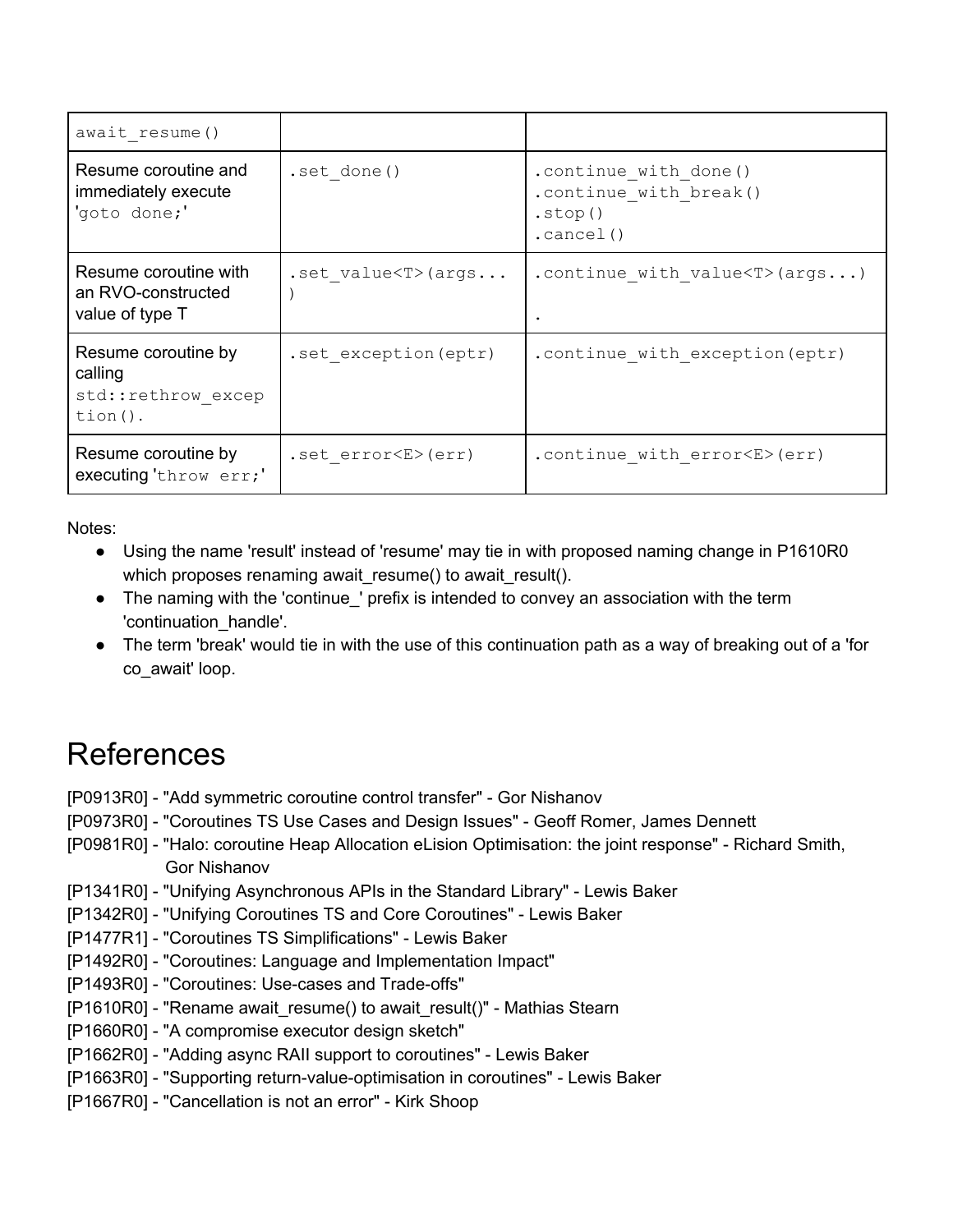| await_resume() | | |
|---|---|---|
| Resume coroutine and immediately execute 'goto done;' | .set_done() | .continue_with_done()<br>.continue_with_break()<br>.stop()<br>.cancel() |
| Resume coroutine with an RVO-constructed value of type T | .set_value<T>(args...) | .continue_with_value<T>(args...)<br>. |
| Resume coroutine by calling std::rethrow_exception(). | .set_exception(eptr) | .continue_with_exception(eptr) |
| Resume coroutine by executing 'throw err;' | .set_error<E>(err) | .continue_with_error<E>(err) |

Notes:

- Using the name 'result' instead of 'resume' may tie in with proposed naming change in P1610R0 which proposes renaming await_resume() to await_result().
- The naming with the 'continue_' prefix is intended to convey an association with the term 'continuation_handle'.
- The term 'break' would tie in with the use of this continuation path as a way of breaking out of a 'for co_await' loop.

# References

[P0913R0] - "Add symmetric coroutine control transfer" - Gor Nishanov
[P0973R0] - "Coroutines TS Use Cases and Design Issues" - Geoff Romer, James Dennett
[P0981R0] - "Halo: coroutine Heap Allocation eLision Optimisation: the joint response" - Richard Smith, Gor Nishanov
[P1341R0] - "Unifying Asynchronous APIs in the Standard Library" - Lewis Baker
[P1342R0] - "Unifying Coroutines TS and Core Coroutines" - Lewis Baker
[P1477R1] - "Coroutines TS Simplifications" - Lewis Baker
[P1492R0] - "Coroutines: Language and Implementation Impact"
[P1493R0] - "Coroutines: Use-cases and Trade-offs"
[P1610R0] - "Rename await_resume() to await_result()" - Mathias Stearn
[P1660R0] - "A compromise executor design sketch"
[P1662R0] - "Adding async RAII support to coroutines" - Lewis Baker
[P1663R0] - "Supporting return-value-optimisation in coroutines" - Lewis Baker
[P1667R0] - "Cancellation is not an error" - Kirk Shoop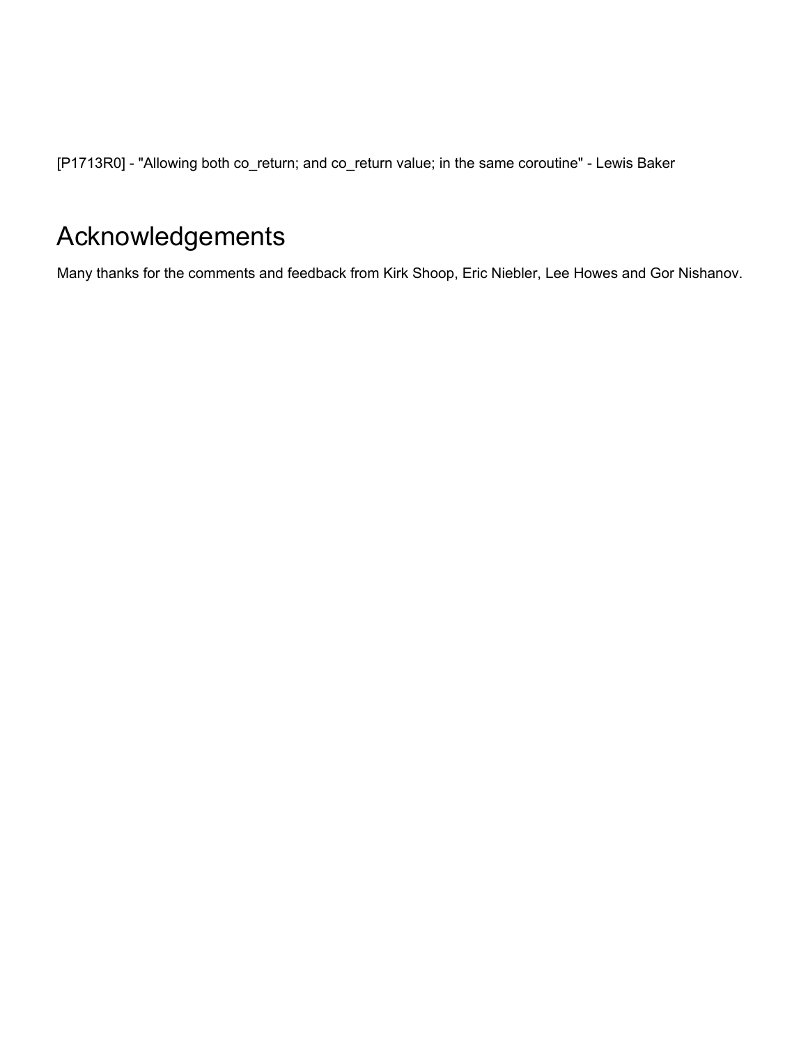[P1713R0] - "Allowing both co_return; and co_return value; in the same coroutine" - Lewis Baker

# Acknowledgements

Many thanks for the comments and feedback from Kirk Shoop, Eric Niebler, Lee Howes and Gor Nishanov.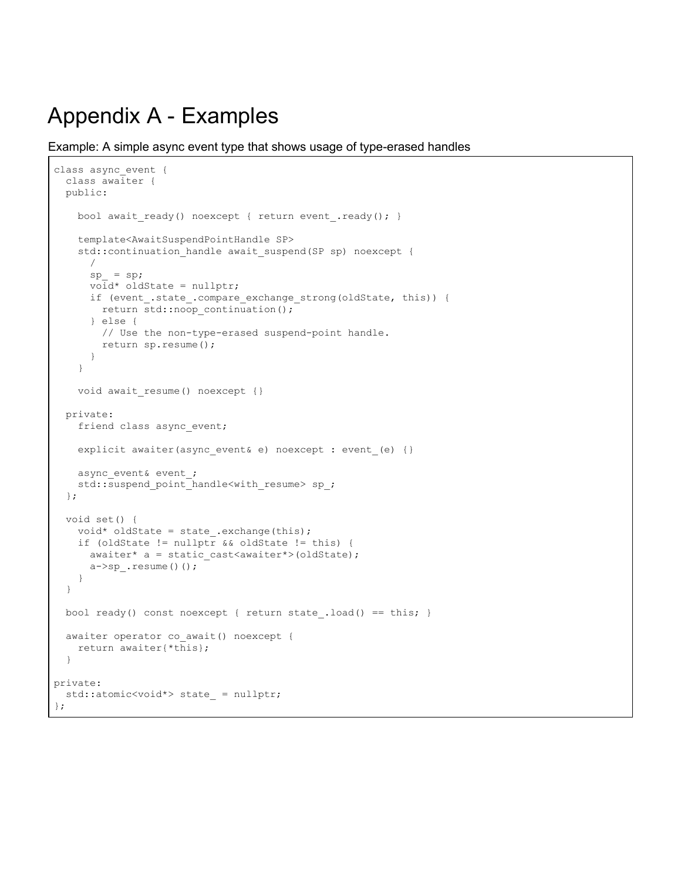# Appendix A - Examples

Example: A simple async event type that shows usage of type-erased handles

```
class async_event {
  class awaiter {
  public:

    bool await_ready() noexcept { return event_.ready(); }

    template<AwaitSuspendPointHandle SP>
    std::continuation_handle await_suspend(SP sp) noexcept {
      /
      sp_ = sp;
      void* oldState = nullptr;
      if (event_.state_.compare_exchange_strong(oldState, this)) {
        return std::noop_continuation();
      } else {
        // Use the non-type-erased suspend-point handle.
        return sp.resume();
      }
    }

    void await_resume() noexcept {}

  private:
    friend class async_event;

    explicit awaiter(async_event& e) noexcept : event_(e) {}

    async_event& event_;
    std::suspend_point_handle<with_resume> sp_;
  };

  void set() {
    void* oldState = state_.exchange(this);
    if (oldState != nullptr && oldState != this) {
      awaiter* a = static_cast<awaiter*>(oldState);
      a->sp_.resume()();
    }
  }

  bool ready() const noexcept { return state_.load() == this; }

  awaiter operator co_await() noexcept {
    return awaiter{*this};
  }

private:
  std::atomic<void*> state_ = nullptr;
};
```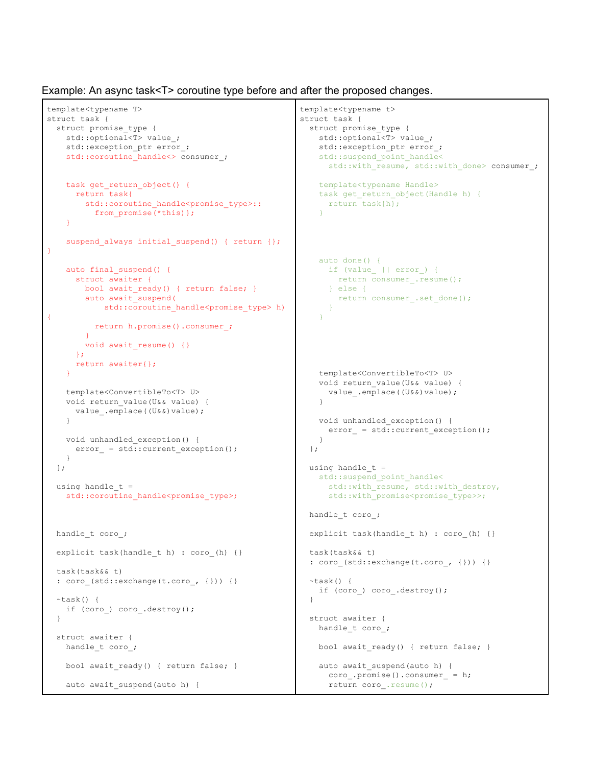Example: An async task<T> coroutine type before and after the proposed changes.

| Before | After |
|---|---|
| (see below) | (see below) |

**Before:**

```
template<typename T>
struct task {
  struct promise_type {
    std::optional<T> value_;
    std::exception_ptr error_;
    std::coroutine_handle<> consumer_;


    task get_return_object() {
      return task{
        std::coroutine_handle<promise_type>::
          from_promise(*this)};
    }

    suspend_always initial_suspend() { return {};
}

    auto final_suspend() {
      struct awaiter {
        bool await_ready() { return false; }
        auto await_suspend(
            std::coroutine_handle<promise_type> h)
{
          return h.promise().consumer_;
        }
        void await_resume() {}
      };
      return awaiter{};
    }

    template<ConvertibleTo<T> U>
    void return_value(U&& value) {
      value_.emplace((U&&)value);
    }

    void unhandled_exception() {
      error_ = std::current_exception();
    }
  };

  using handle_t =
    std::coroutine_handle<promise_type>;



  handle_t coro_;

  explicit task(handle_t h) : coro_(h) {}

  task(task&& t)
  : coro_(std::exchange(t.coro_, {})) {}

  ~task() {
    if (coro_) coro_.destroy();
  }

  struct awaiter {
    handle_t coro_;

    bool await_ready() { return false; }

    auto await_suspend(auto h) {
```

**After:**

```
template<typename t>
struct task {
  struct promise_type {
    std::optional<T> value_;
    std::exception_ptr error_;
    std::suspend_point_handle<
      std::with_resume, std::with_done> consumer_;

    template<typename Handle>
    task get_return_object(Handle h) {
      return task{h};
    }




    auto done() {
      if (value_ || error_) {
        return consumer_.resume();
      } else {
        return consumer_.set_done();
      }
    }





    template<ConvertibleTo<T> U>
    void return_value(U&& value) {
      value_.emplace((U&&)value);
    }

    void unhandled_exception() {
      error_ = std::current_exception();
    }
  };

  using handle_t =
    std::suspend_point_handle<
      std::with_resume, std::with_destroy,
      std::with_promise<promise_type>>;

  handle_t coro_;

  explicit task(handle_t h) : coro_(h) {}

  task(task&& t)
  : coro_(std::exchange(t.coro_, {})) {}

  ~task() {
    if (coro_) coro_.destroy();
  }

  struct awaiter {
    handle_t coro_;

    bool await_ready() { return false; }

    auto await_suspend(auto h) {
      coro_.promise().consumer_ = h;
      return coro_.resume();
```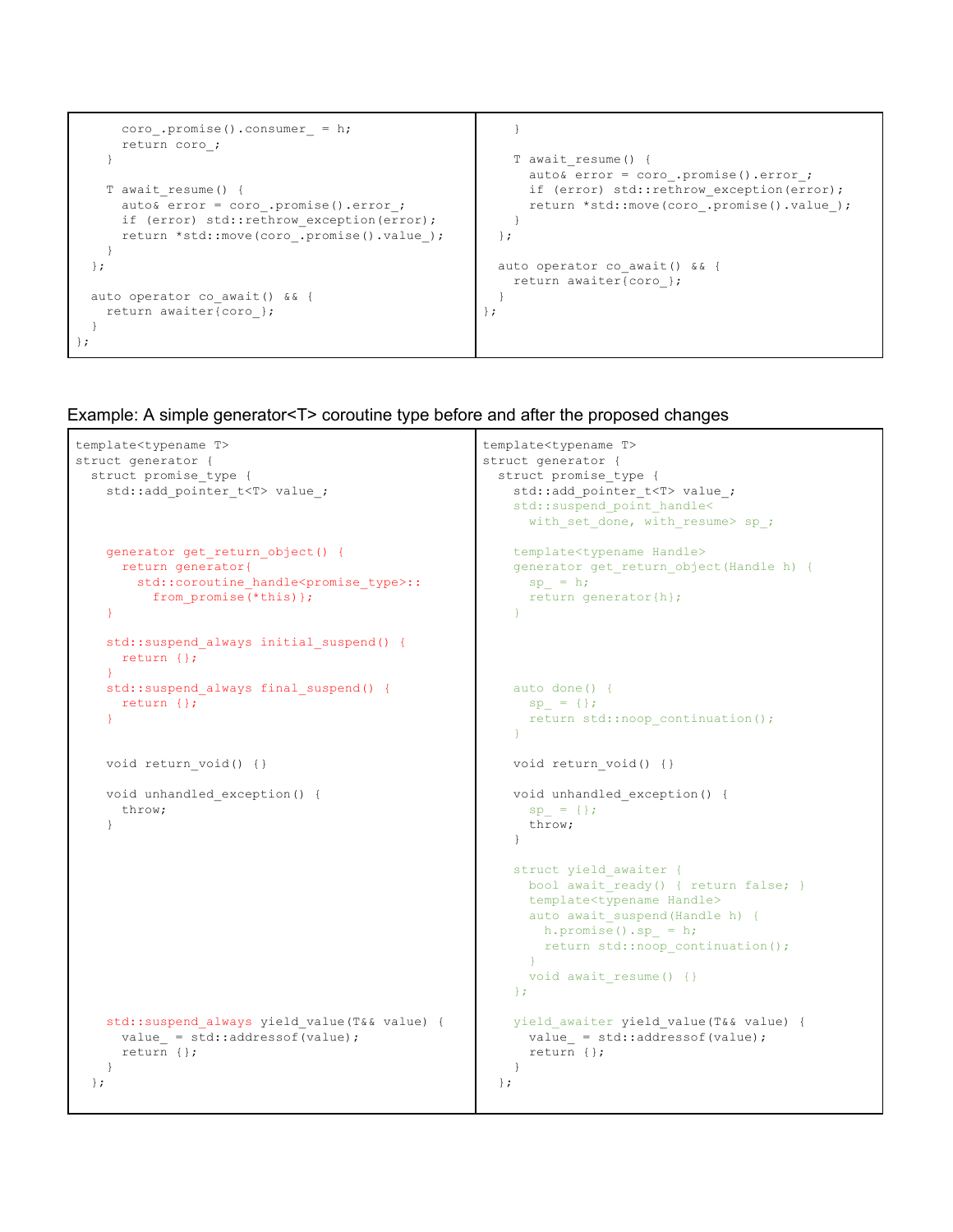```cpp
      coro_.promise().consumer_ = h;
      return coro_;
    }

    T await_resume() {
      auto& error = coro_.promise().error_;
      if (error) std::rethrow_exception(error);
      return *std::move(coro_.promise().value_);
    }
  };

  auto operator co_await() && {
    return awaiter{coro_};
  }
};
```

```cpp
    }

    T await_resume() {
      auto& error = coro_.promise().error_;
      if (error) std::rethrow_exception(error);
      return *std::move(coro_.promise().value_);
    }
  };

  auto operator co_await() && {
    return awaiter{coro_};
  }
};
```

Example: A simple generator<T> coroutine type before and after the proposed changes

```cpp
template<typename T>
struct generator {
  struct promise_type {
    std::add_pointer_t<T> value_;

    generator get_return_object() {
      return generator{
        std::coroutine_handle<promise_type>::
          from_promise(*this)};
    }

    std::suspend_always initial_suspend() {
      return {};
    }
    std::suspend_always final_suspend() {
      return {};
    }

    void return_void() {}

    void unhandled_exception() {
      throw;
    }

    std::suspend_always yield_value(T&& value) {
      value_ = std::addressof(value);
      return {};
    }
  };
```

```cpp
template<typename T>
struct generator {
  struct promise_type {
    std::add_pointer_t<T> value_;
    std::suspend_point_handle<
      with_set_done, with_resume> sp_;

    template<typename Handle>
    generator get_return_object(Handle h) {
      sp_ = h;
      return generator{h};
    }

    auto done() {
      sp_ = {};
      return std::noop_continuation();
    }

    void return_void() {}

    void unhandled_exception() {
      sp_ = {};
      throw;
    }

    struct yield_awaiter {
      bool await_ready() { return false; }
      template<typename Handle>
      auto await_suspend(Handle h) {
        h.promise().sp_ = h;
        return std::noop_continuation();
      }
      void await_resume() {}
    };

    yield_awaiter yield_value(T&& value) {
      value_ = std::addressof(value);
      return {};
    }
  };
```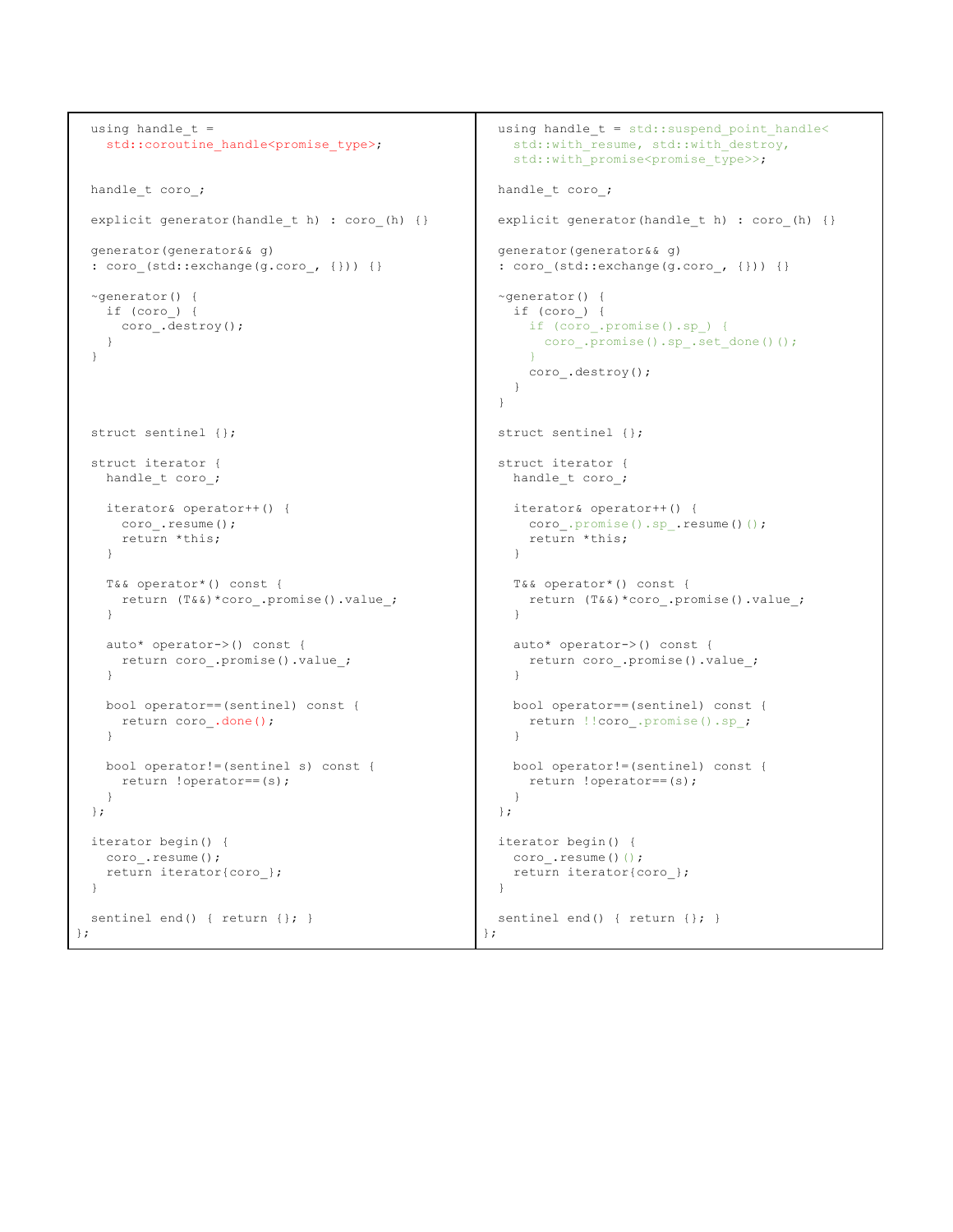```cpp
  using handle_t =
    std::coroutine_handle<promise_type>;


  handle_t coro_;

  explicit generator(handle_t h) : coro_(h) {}

  generator(generator&& g)
  : coro_(std::exchange(g.coro_, {})) {}

  ~generator() {
    if (coro_) {
      coro_.destroy();
    }
  }




  struct sentinel {};

  struct iterator {
    handle_t coro_;

    iterator& operator++() {
      coro_.resume();
      return *this;
    }

    T&& operator*() const {
      return (T&&)*coro_.promise().value_;
    }

    auto* operator->() const {
      return coro_.promise().value_;
    }

    bool operator==(sentinel) const {
      return coro_.done();
    }

    bool operator!=(sentinel s) const {
      return !operator==(s);
    }
  };

  iterator begin() {
    coro_.resume();
    return iterator{coro_};
  }

  sentinel end() { return {}; }
};
```

```cpp
  using handle_t = std::suspend_point_handle<
    std::with_resume, std::with_destroy,
    std::with_promise<promise_type>>;

  handle_t coro_;

  explicit generator(handle_t h) : coro_(h) {}

  generator(generator&& g)
  : coro_(std::exchange(g.coro_, {})) {}

  ~generator() {
    if (coro_) {
      if (coro_.promise().sp_) {
        coro_.promise().sp_.set_done()();
      }
      coro_.destroy();
    }
  }

  struct sentinel {};

  struct iterator {
    handle_t coro_;

    iterator& operator++() {
      coro_.promise().sp_.resume()();
      return *this;
    }

    T&& operator*() const {
      return (T&&)*coro_.promise().value_;
    }

    auto* operator->() const {
      return coro_.promise().value_;
    }

    bool operator==(sentinel) const {
      return !!coro_.promise().sp_;
    }

    bool operator!=(sentinel) const {
      return !operator==(s);
    }
  };

  iterator begin() {
    coro_.resume()();
    return iterator{coro_};
  }

  sentinel end() { return {}; }
};
```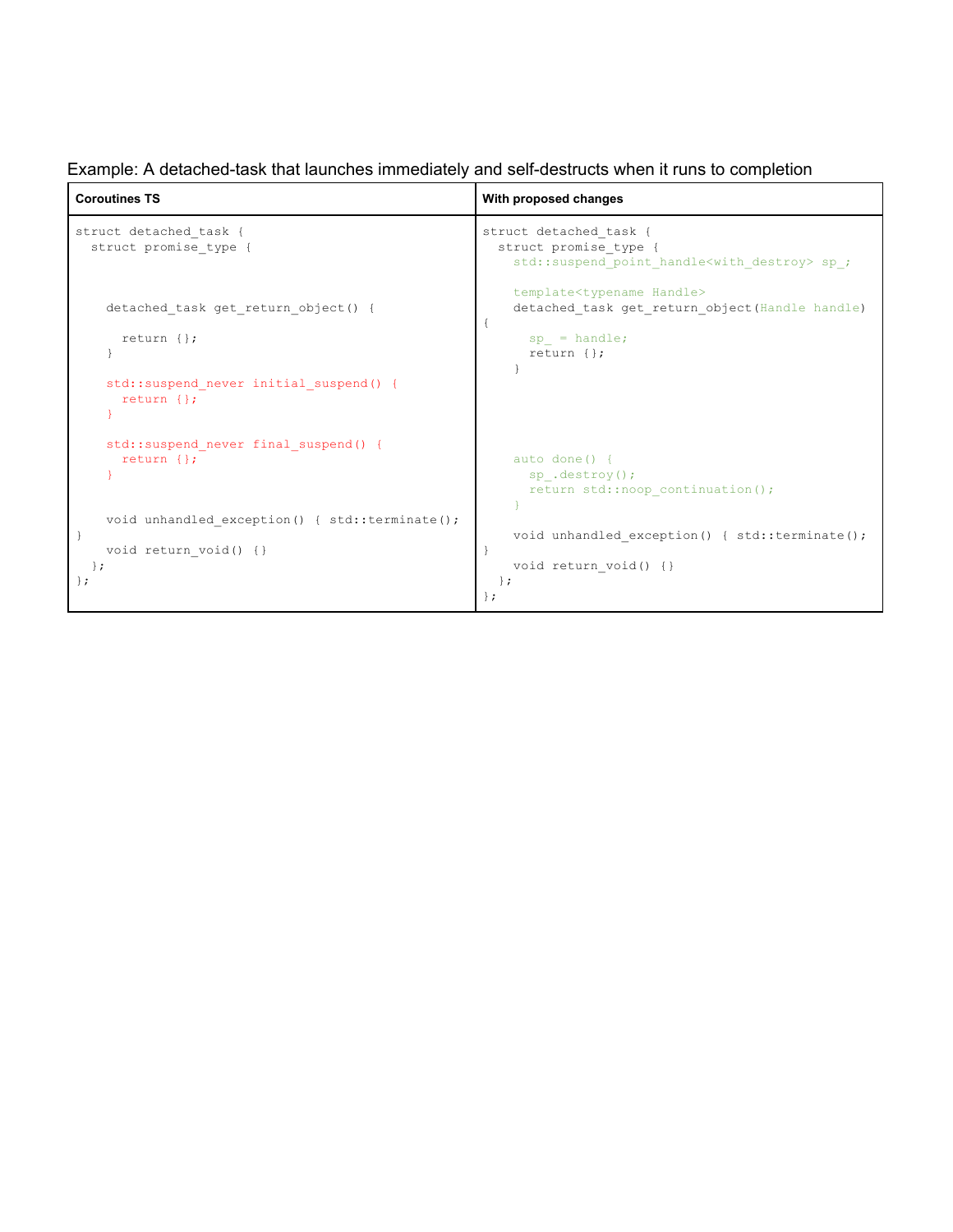Example: A detached-task that launches immediately and self-destructs when it runs to completion

| Coroutines TS | With proposed changes |
|---|---|
| <pre>struct detached_task {<br>  struct promise_type {<br><br><br>    detached_task get_return_object() {<br><br>      return {};<br>    }<br><br>    std::suspend_never initial_suspend() {<br>      return {};<br>    }<br><br>    std::suspend_never final_suspend() {<br>      return {};<br>    }<br><br><br>    void unhandled_exception() { std::terminate();<br>}<br>    void return_void() {}<br>  };<br>};</pre> | <pre>struct detached_task {<br>  struct promise_type {<br>    std::suspend_point_handle<with_destroy> sp_;<br><br>    template<typename Handle><br>    detached_task get_return_object(Handle handle)<br>{<br>      sp_ = handle;<br>      return {};<br>    }<br><br><br><br><br><br><br>    auto done() {<br>      sp_.destroy();<br>      return std::noop_continuation();<br>    }<br><br>    void unhandled_exception() { std::terminate();<br>}<br>    void return_void() {}<br>  };<br>};</pre> |